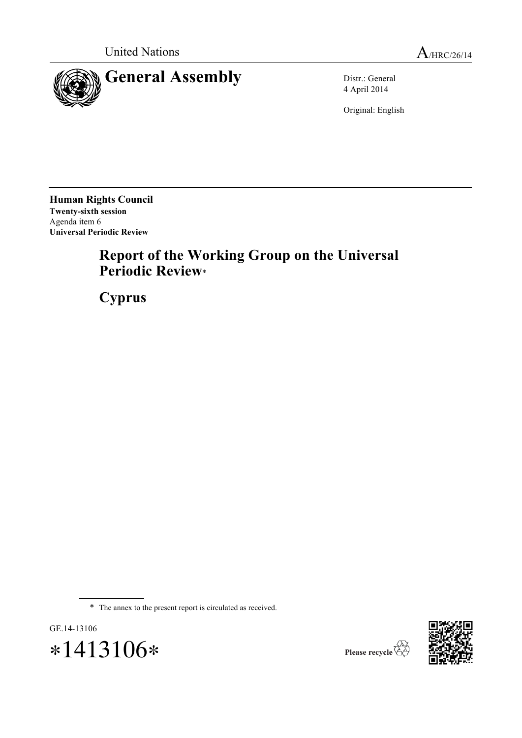United Nations

A/HRC/26/14

# General Assembly

Distr.: General
4 April 2014

Original: English

**Human Rights Council**
**Twenty-sixth session**
Agenda item 6
**Universal Periodic Review**

## Report of the Working Group on the Universal Periodic Review*

## Cyprus

\* The annex to the present report is circulated as received.

GE.14-13106

*1413106*

Please recycle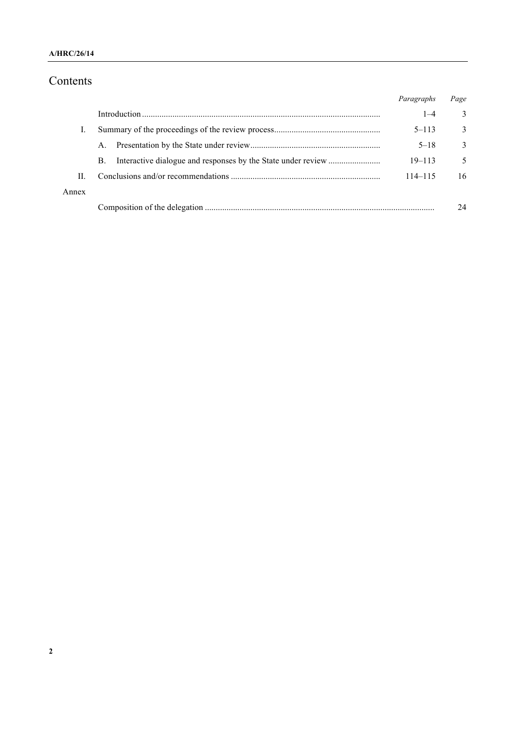# Contents

| | | *Paragraphs* | *Page* |
|---|---|---|---|
| | Introduction | 1–4 | 3 |
| I. | Summary of the proceedings of the review process | 5–113 | 3 |
| | A. Presentation by the State under review | 5–18 | 3 |
| | B. Interactive dialogue and responses by the State under review | 19–113 | 5 |
| II. | Conclusions and/or recommendations | 114–115 | 16 |
| Annex | | | |
| | Composition of the delegation | | 24 |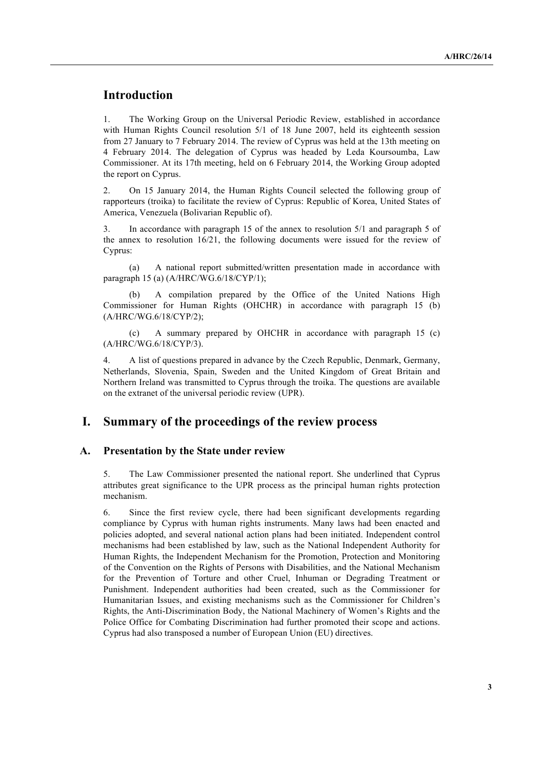# Introduction

1. The Working Group on the Universal Periodic Review, established in accordance with Human Rights Council resolution 5/1 of 18 June 2007, held its eighteenth session from 27 January to 7 February 2014. The review of Cyprus was held at the 13th meeting on 4 February 2014. The delegation of Cyprus was headed by Leda Koursoumba, Law Commissioner. At its 17th meeting, held on 6 February 2014, the Working Group adopted the report on Cyprus.

2. On 15 January 2014, the Human Rights Council selected the following group of rapporteurs (troika) to facilitate the review of Cyprus: Republic of Korea, United States of America, Venezuela (Bolivarian Republic of).

3. In accordance with paragraph 15 of the annex to resolution 5/1 and paragraph 5 of the annex to resolution 16/21, the following documents were issued for the review of Cyprus:

(a) A national report submitted/written presentation made in accordance with paragraph 15 (a) (A/HRC/WG.6/18/CYP/1);

(b) A compilation prepared by the Office of the United Nations High Commissioner for Human Rights (OHCHR) in accordance with paragraph 15 (b) (A/HRC/WG.6/18/CYP/2);

(c) A summary prepared by OHCHR in accordance with paragraph 15 (c) (A/HRC/WG.6/18/CYP/3).

4. A list of questions prepared in advance by the Czech Republic, Denmark, Germany, Netherlands, Slovenia, Spain, Sweden and the United Kingdom of Great Britain and Northern Ireland was transmitted to Cyprus through the troika. The questions are available on the extranet of the universal periodic review (UPR).

# I. Summary of the proceedings of the review process

## A. Presentation by the State under review

5. The Law Commissioner presented the national report. She underlined that Cyprus attributes great significance to the UPR process as the principal human rights protection mechanism.

6. Since the first review cycle, there had been significant developments regarding compliance by Cyprus with human rights instruments. Many laws had been enacted and policies adopted, and several national action plans had been initiated. Independent control mechanisms had been established by law, such as the National Independent Authority for Human Rights, the Independent Mechanism for the Promotion, Protection and Monitoring of the Convention on the Rights of Persons with Disabilities, and the National Mechanism for the Prevention of Torture and other Cruel, Inhuman or Degrading Treatment or Punishment. Independent authorities had been created, such as the Commissioner for Humanitarian Issues, and existing mechanisms such as the Commissioner for Children's Rights, the Anti-Discrimination Body, the National Machinery of Women's Rights and the Police Office for Combating Discrimination had further promoted their scope and actions. Cyprus had also transposed a number of European Union (EU) directives.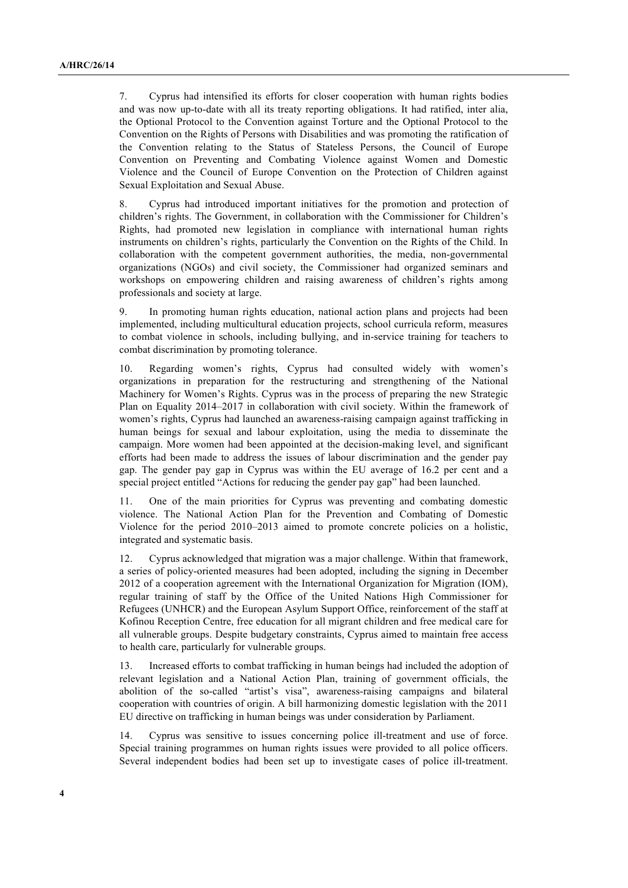7. Cyprus had intensified its efforts for closer cooperation with human rights bodies and was now up-to-date with all its treaty reporting obligations. It had ratified, inter alia, the Optional Protocol to the Convention against Torture and the Optional Protocol to the Convention on the Rights of Persons with Disabilities and was promoting the ratification of the Convention relating to the Status of Stateless Persons, the Council of Europe Convention on Preventing and Combating Violence against Women and Domestic Violence and the Council of Europe Convention on the Protection of Children against Sexual Exploitation and Sexual Abuse.

8. Cyprus had introduced important initiatives for the promotion and protection of children's rights. The Government, in collaboration with the Commissioner for Children's Rights, had promoted new legislation in compliance with international human rights instruments on children's rights, particularly the Convention on the Rights of the Child. In collaboration with the competent government authorities, the media, non-governmental organizations (NGOs) and civil society, the Commissioner had organized seminars and workshops on empowering children and raising awareness of children's rights among professionals and society at large.

9. In promoting human rights education, national action plans and projects had been implemented, including multicultural education projects, school curricula reform, measures to combat violence in schools, including bullying, and in-service training for teachers to combat discrimination by promoting tolerance.

10. Regarding women's rights, Cyprus had consulted widely with women's organizations in preparation for the restructuring and strengthening of the National Machinery for Women's Rights. Cyprus was in the process of preparing the new Strategic Plan on Equality 2014–2017 in collaboration with civil society. Within the framework of women's rights, Cyprus had launched an awareness-raising campaign against trafficking in human beings for sexual and labour exploitation, using the media to disseminate the campaign. More women had been appointed at the decision-making level, and significant efforts had been made to address the issues of labour discrimination and the gender pay gap. The gender pay gap in Cyprus was within the EU average of 16.2 per cent and a special project entitled "Actions for reducing the gender pay gap" had been launched.

11. One of the main priorities for Cyprus was preventing and combating domestic violence. The National Action Plan for the Prevention and Combating of Domestic Violence for the period 2010–2013 aimed to promote concrete policies on a holistic, integrated and systematic basis.

12. Cyprus acknowledged that migration was a major challenge. Within that framework, a series of policy-oriented measures had been adopted, including the signing in December 2012 of a cooperation agreement with the International Organization for Migration (IOM), regular training of staff by the Office of the United Nations High Commissioner for Refugees (UNHCR) and the European Asylum Support Office, reinforcement of the staff at Kofinou Reception Centre, free education for all migrant children and free medical care for all vulnerable groups. Despite budgetary constraints, Cyprus aimed to maintain free access to health care, particularly for vulnerable groups.

13. Increased efforts to combat trafficking in human beings had included the adoption of relevant legislation and a National Action Plan, training of government officials, the abolition of the so-called "artist's visa", awareness-raising campaigns and bilateral cooperation with countries of origin. A bill harmonizing domestic legislation with the 2011 EU directive on trafficking in human beings was under consideration by Parliament.

14. Cyprus was sensitive to issues concerning police ill-treatment and use of force. Special training programmes on human rights issues were provided to all police officers. Several independent bodies had been set up to investigate cases of police ill-treatment.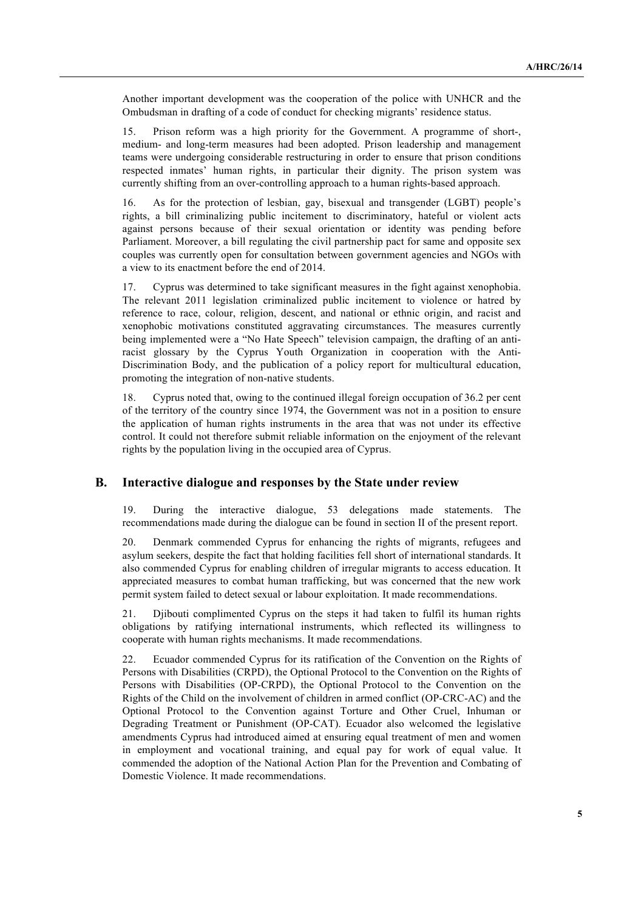Another important development was the cooperation of the police with UNHCR and the Ombudsman in drafting of a code of conduct for checking migrants' residence status.

15. Prison reform was a high priority for the Government. A programme of short-, medium- and long-term measures had been adopted. Prison leadership and management teams were undergoing considerable restructuring in order to ensure that prison conditions respected inmates' human rights, in particular their dignity. The prison system was currently shifting from an over-controlling approach to a human rights-based approach.

16. As for the protection of lesbian, gay, bisexual and transgender (LGBT) people's rights, a bill criminalizing public incitement to discriminatory, hateful or violent acts against persons because of their sexual orientation or identity was pending before Parliament. Moreover, a bill regulating the civil partnership pact for same and opposite sex couples was currently open for consultation between government agencies and NGOs with a view to its enactment before the end of 2014.

17. Cyprus was determined to take significant measures in the fight against xenophobia. The relevant 2011 legislation criminalized public incitement to violence or hatred by reference to race, colour, religion, descent, and national or ethnic origin, and racist and xenophobic motivations constituted aggravating circumstances. The measures currently being implemented were a "No Hate Speech" television campaign, the drafting of an anti-racist glossary by the Cyprus Youth Organization in cooperation with the Anti-Discrimination Body, and the publication of a policy report for multicultural education, promoting the integration of non-native students.

18. Cyprus noted that, owing to the continued illegal foreign occupation of 36.2 per cent of the territory of the country since 1974, the Government was not in a position to ensure the application of human rights instruments in the area that was not under its effective control. It could not therefore submit reliable information on the enjoyment of the relevant rights by the population living in the occupied area of Cyprus.

## B. Interactive dialogue and responses by the State under review

19. During the interactive dialogue, 53 delegations made statements. The recommendations made during the dialogue can be found in section II of the present report.

20. Denmark commended Cyprus for enhancing the rights of migrants, refugees and asylum seekers, despite the fact that holding facilities fell short of international standards. It also commended Cyprus for enabling children of irregular migrants to access education. It appreciated measures to combat human trafficking, but was concerned that the new work permit system failed to detect sexual or labour exploitation. It made recommendations.

21. Djibouti complimented Cyprus on the steps it had taken to fulfil its human rights obligations by ratifying international instruments, which reflected its willingness to cooperate with human rights mechanisms. It made recommendations.

22. Ecuador commended Cyprus for its ratification of the Convention on the Rights of Persons with Disabilities (CRPD), the Optional Protocol to the Convention on the Rights of Persons with Disabilities (OP-CRPD), the Optional Protocol to the Convention on the Rights of the Child on the involvement of children in armed conflict (OP-CRC-AC) and the Optional Protocol to the Convention against Torture and Other Cruel, Inhuman or Degrading Treatment or Punishment (OP-CAT). Ecuador also welcomed the legislative amendments Cyprus had introduced aimed at ensuring equal treatment of men and women in employment and vocational training, and equal pay for work of equal value. It commended the adoption of the National Action Plan for the Prevention and Combating of Domestic Violence. It made recommendations.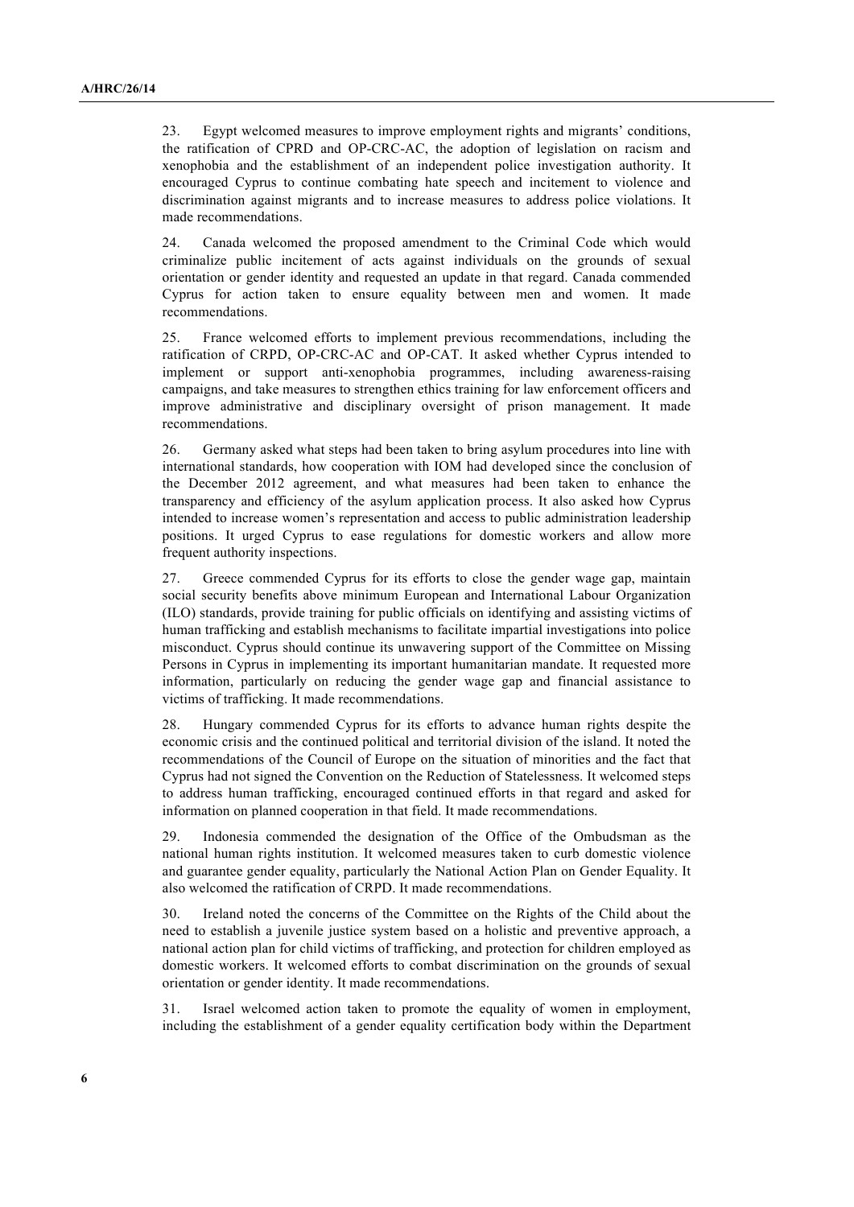23. Egypt welcomed measures to improve employment rights and migrants' conditions, the ratification of CPRD and OP-CRC-AC, the adoption of legislation on racism and xenophobia and the establishment of an independent police investigation authority. It encouraged Cyprus to continue combating hate speech and incitement to violence and discrimination against migrants and to increase measures to address police violations. It made recommendations.

24. Canada welcomed the proposed amendment to the Criminal Code which would criminalize public incitement of acts against individuals on the grounds of sexual orientation or gender identity and requested an update in that regard. Canada commended Cyprus for action taken to ensure equality between men and women. It made recommendations.

25. France welcomed efforts to implement previous recommendations, including the ratification of CRPD, OP-CRC-AC and OP-CAT. It asked whether Cyprus intended to implement or support anti-xenophobia programmes, including awareness-raising campaigns, and take measures to strengthen ethics training for law enforcement officers and improve administrative and disciplinary oversight of prison management. It made recommendations.

26. Germany asked what steps had been taken to bring asylum procedures into line with international standards, how cooperation with IOM had developed since the conclusion of the December 2012 agreement, and what measures had been taken to enhance the transparency and efficiency of the asylum application process. It also asked how Cyprus intended to increase women's representation and access to public administration leadership positions. It urged Cyprus to ease regulations for domestic workers and allow more frequent authority inspections.

27. Greece commended Cyprus for its efforts to close the gender wage gap, maintain social security benefits above minimum European and International Labour Organization (ILO) standards, provide training for public officials on identifying and assisting victims of human trafficking and establish mechanisms to facilitate impartial investigations into police misconduct. Cyprus should continue its unwavering support of the Committee on Missing Persons in Cyprus in implementing its important humanitarian mandate. It requested more information, particularly on reducing the gender wage gap and financial assistance to victims of trafficking. It made recommendations.

28. Hungary commended Cyprus for its efforts to advance human rights despite the economic crisis and the continued political and territorial division of the island. It noted the recommendations of the Council of Europe on the situation of minorities and the fact that Cyprus had not signed the Convention on the Reduction of Statelessness. It welcomed steps to address human trafficking, encouraged continued efforts in that regard and asked for information on planned cooperation in that field. It made recommendations.

29. Indonesia commended the designation of the Office of the Ombudsman as the national human rights institution. It welcomed measures taken to curb domestic violence and guarantee gender equality, particularly the National Action Plan on Gender Equality. It also welcomed the ratification of CRPD. It made recommendations.

30. Ireland noted the concerns of the Committee on the Rights of the Child about the need to establish a juvenile justice system based on a holistic and preventive approach, a national action plan for child victims of trafficking, and protection for children employed as domestic workers. It welcomed efforts to combat discrimination on the grounds of sexual orientation or gender identity. It made recommendations.

31. Israel welcomed action taken to promote the equality of women in employment, including the establishment of a gender equality certification body within the Department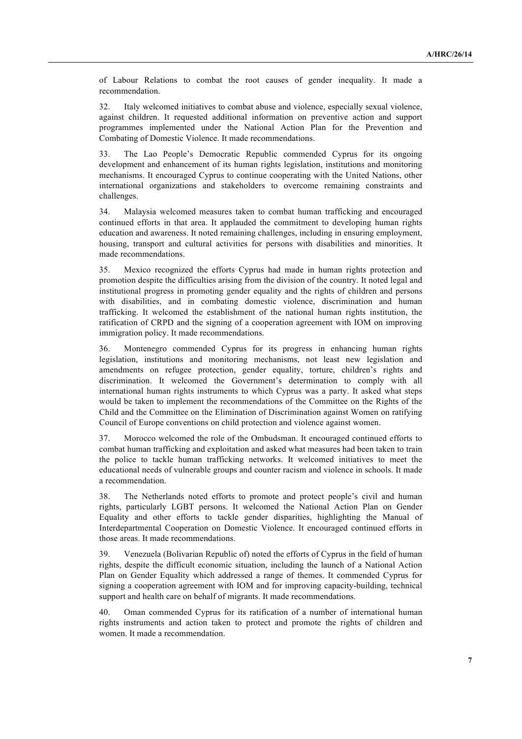of Labour Relations to combat the root causes of gender inequality. It made a recommendation.

32. Italy welcomed initiatives to combat abuse and violence, especially sexual violence, against children. It requested additional information on preventive action and support programmes implemented under the National Action Plan for the Prevention and Combating of Domestic Violence. It made recommendations.

33. The Lao People's Democratic Republic commended Cyprus for its ongoing development and enhancement of its human rights legislation, institutions and monitoring mechanisms. It encouraged Cyprus to continue cooperating with the United Nations, other international organizations and stakeholders to overcome remaining constraints and challenges.

34. Malaysia welcomed measures taken to combat human trafficking and encouraged continued efforts in that area. It applauded the commitment to developing human rights education and awareness. It noted remaining challenges, including in ensuring employment, housing, transport and cultural activities for persons with disabilities and minorities. It made recommendations.

35. Mexico recognized the efforts Cyprus had made in human rights protection and promotion despite the difficulties arising from the division of the country. It noted legal and institutional progress in promoting gender equality and the rights of children and persons with disabilities, and in combating domestic violence, discrimination and human trafficking. It welcomed the establishment of the national human rights institution, the ratification of CRPD and the signing of a cooperation agreement with IOM on improving immigration policy. It made recommendations.

36. Montenegro commended Cyprus for its progress in enhancing human rights legislation, institutions and monitoring mechanisms, not least new legislation and amendments on refugee protection, gender equality, torture, children's rights and discrimination. It welcomed the Government's determination to comply with all international human rights instruments to which Cyprus was a party. It asked what steps would be taken to implement the recommendations of the Committee on the Rights of the Child and the Committee on the Elimination of Discrimination against Women on ratifying Council of Europe conventions on child protection and violence against women.

37. Morocco welcomed the role of the Ombudsman. It encouraged continued efforts to combat human trafficking and exploitation and asked what measures had been taken to train the police to tackle human trafficking networks. It welcomed initiatives to meet the educational needs of vulnerable groups and counter racism and violence in schools. It made a recommendation.

38. The Netherlands noted efforts to promote and protect people's civil and human rights, particularly LGBT persons. It welcomed the National Action Plan on Gender Equality and other efforts to tackle gender disparities, highlighting the Manual of Interdepartmental Cooperation on Domestic Violence. It encouraged continued efforts in those areas. It made recommendations.

39. Venezuela (Bolivarian Republic of) noted the efforts of Cyprus in the field of human rights, despite the difficult economic situation, including the launch of a National Action Plan on Gender Equality which addressed a range of themes. It commended Cyprus for signing a cooperation agreement with IOM and for improving capacity-building, technical support and health care on behalf of migrants. It made recommendations.

40. Oman commended Cyprus for its ratification of a number of international human rights instruments and action taken to protect and promote the rights of children and women. It made a recommendation.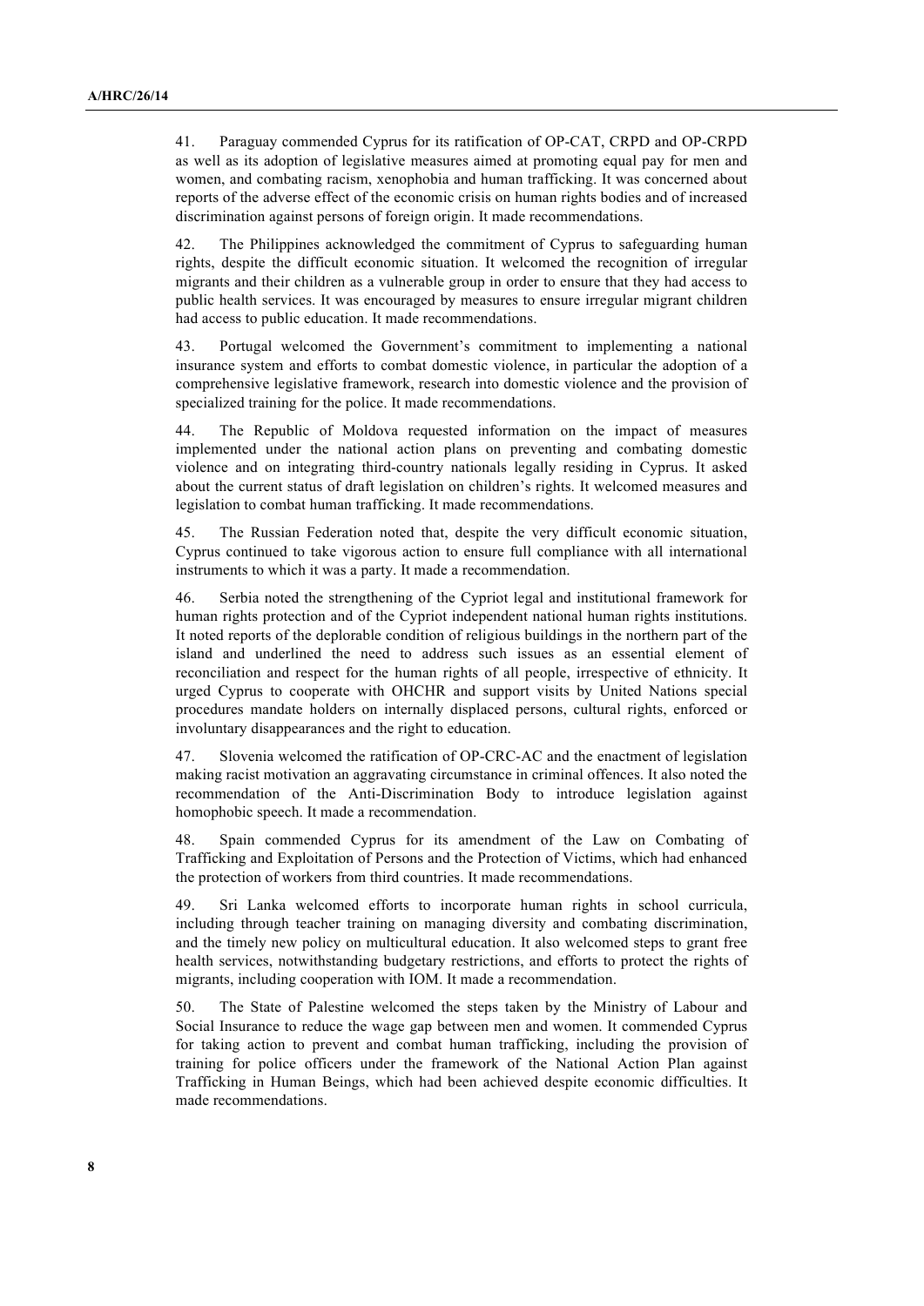41. Paraguay commended Cyprus for its ratification of OP-CAT, CRPD and OP-CRPD as well as its adoption of legislative measures aimed at promoting equal pay for men and women, and combating racism, xenophobia and human trafficking. It was concerned about reports of the adverse effect of the economic crisis on human rights bodies and of increased discrimination against persons of foreign origin. It made recommendations.

42. The Philippines acknowledged the commitment of Cyprus to safeguarding human rights, despite the difficult economic situation. It welcomed the recognition of irregular migrants and their children as a vulnerable group in order to ensure that they had access to public health services. It was encouraged by measures to ensure irregular migrant children had access to public education. It made recommendations.

43. Portugal welcomed the Government's commitment to implementing a national insurance system and efforts to combat domestic violence, in particular the adoption of a comprehensive legislative framework, research into domestic violence and the provision of specialized training for the police. It made recommendations.

44. The Republic of Moldova requested information on the impact of measures implemented under the national action plans on preventing and combating domestic violence and on integrating third-country nationals legally residing in Cyprus. It asked about the current status of draft legislation on children's rights. It welcomed measures and legislation to combat human trafficking. It made recommendations.

45. The Russian Federation noted that, despite the very difficult economic situation, Cyprus continued to take vigorous action to ensure full compliance with all international instruments to which it was a party. It made a recommendation.

46. Serbia noted the strengthening of the Cypriot legal and institutional framework for human rights protection and of the Cypriot independent national human rights institutions. It noted reports of the deplorable condition of religious buildings in the northern part of the island and underlined the need to address such issues as an essential element of reconciliation and respect for the human rights of all people, irrespective of ethnicity. It urged Cyprus to cooperate with OHCHR and support visits by United Nations special procedures mandate holders on internally displaced persons, cultural rights, enforced or involuntary disappearances and the right to education.

47. Slovenia welcomed the ratification of OP-CRC-AC and the enactment of legislation making racist motivation an aggravating circumstance in criminal offences. It also noted the recommendation of the Anti-Discrimination Body to introduce legislation against homophobic speech. It made a recommendation.

48. Spain commended Cyprus for its amendment of the Law on Combating of Trafficking and Exploitation of Persons and the Protection of Victims, which had enhanced the protection of workers from third countries. It made recommendations.

49. Sri Lanka welcomed efforts to incorporate human rights in school curricula, including through teacher training on managing diversity and combating discrimination, and the timely new policy on multicultural education. It also welcomed steps to grant free health services, notwithstanding budgetary restrictions, and efforts to protect the rights of migrants, including cooperation with IOM. It made a recommendation.

50. The State of Palestine welcomed the steps taken by the Ministry of Labour and Social Insurance to reduce the wage gap between men and women. It commended Cyprus for taking action to prevent and combat human trafficking, including the provision of training for police officers under the framework of the National Action Plan against Trafficking in Human Beings, which had been achieved despite economic difficulties. It made recommendations.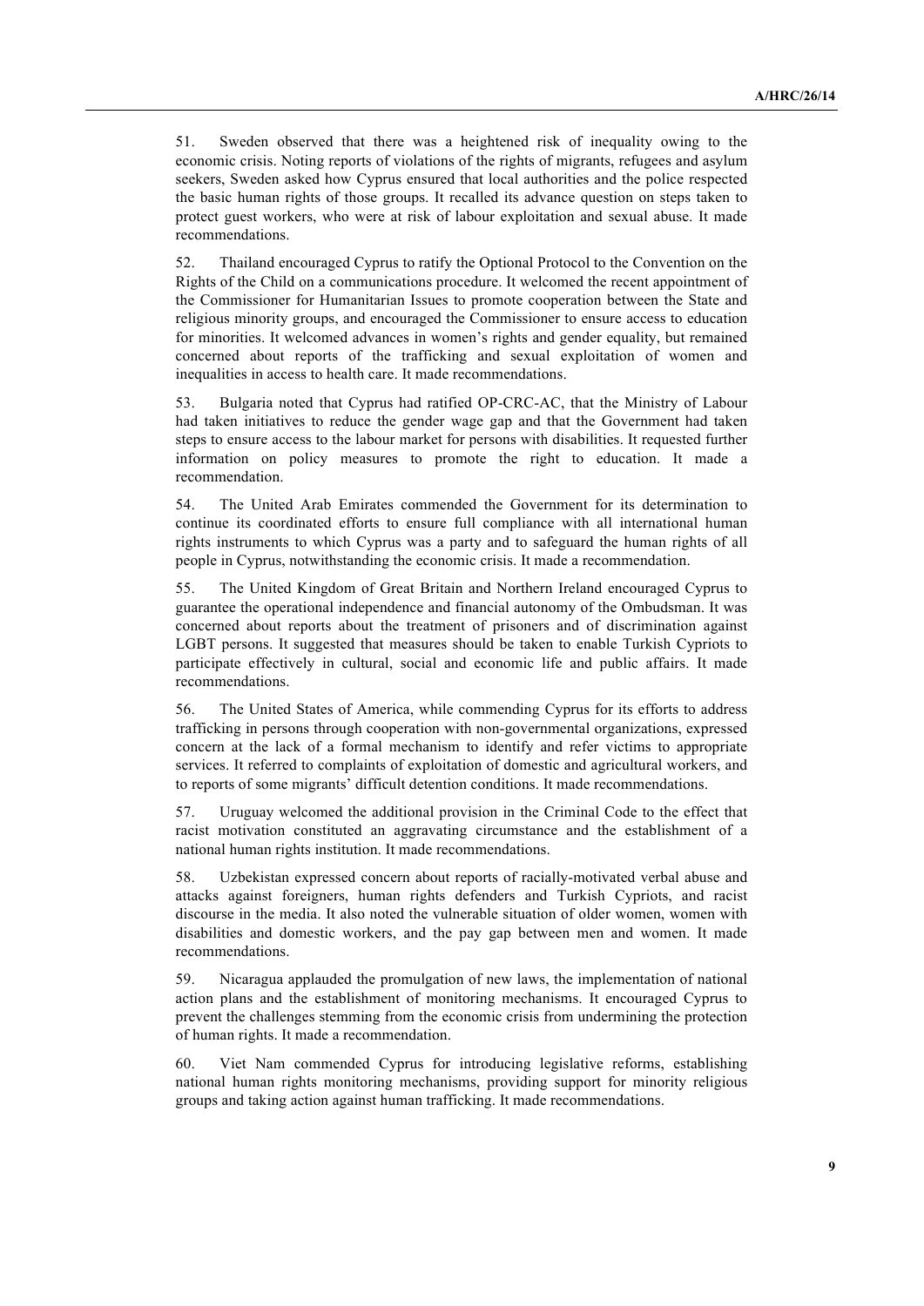51. Sweden observed that there was a heightened risk of inequality owing to the economic crisis. Noting reports of violations of the rights of migrants, refugees and asylum seekers, Sweden asked how Cyprus ensured that local authorities and the police respected the basic human rights of those groups. It recalled its advance question on steps taken to protect guest workers, who were at risk of labour exploitation and sexual abuse. It made recommendations.

52. Thailand encouraged Cyprus to ratify the Optional Protocol to the Convention on the Rights of the Child on a communications procedure. It welcomed the recent appointment of the Commissioner for Humanitarian Issues to promote cooperation between the State and religious minority groups, and encouraged the Commissioner to ensure access to education for minorities. It welcomed advances in women's rights and gender equality, but remained concerned about reports of the trafficking and sexual exploitation of women and inequalities in access to health care. It made recommendations.

53. Bulgaria noted that Cyprus had ratified OP-CRC-AC, that the Ministry of Labour had taken initiatives to reduce the gender wage gap and that the Government had taken steps to ensure access to the labour market for persons with disabilities. It requested further information on policy measures to promote the right to education. It made a recommendation.

54. The United Arab Emirates commended the Government for its determination to continue its coordinated efforts to ensure full compliance with all international human rights instruments to which Cyprus was a party and to safeguard the human rights of all people in Cyprus, notwithstanding the economic crisis. It made a recommendation.

55. The United Kingdom of Great Britain and Northern Ireland encouraged Cyprus to guarantee the operational independence and financial autonomy of the Ombudsman. It was concerned about reports about the treatment of prisoners and of discrimination against LGBT persons. It suggested that measures should be taken to enable Turkish Cypriots to participate effectively in cultural, social and economic life and public affairs. It made recommendations.

56. The United States of America, while commending Cyprus for its efforts to address trafficking in persons through cooperation with non-governmental organizations, expressed concern at the lack of a formal mechanism to identify and refer victims to appropriate services. It referred to complaints of exploitation of domestic and agricultural workers, and to reports of some migrants' difficult detention conditions. It made recommendations.

57. Uruguay welcomed the additional provision in the Criminal Code to the effect that racist motivation constituted an aggravating circumstance and the establishment of a national human rights institution. It made recommendations.

58. Uzbekistan expressed concern about reports of racially-motivated verbal abuse and attacks against foreigners, human rights defenders and Turkish Cypriots, and racist discourse in the media. It also noted the vulnerable situation of older women, women with disabilities and domestic workers, and the pay gap between men and women. It made recommendations.

59. Nicaragua applauded the promulgation of new laws, the implementation of national action plans and the establishment of monitoring mechanisms. It encouraged Cyprus to prevent the challenges stemming from the economic crisis from undermining the protection of human rights. It made a recommendation.

60. Viet Nam commended Cyprus for introducing legislative reforms, establishing national human rights monitoring mechanisms, providing support for minority religious groups and taking action against human trafficking. It made recommendations.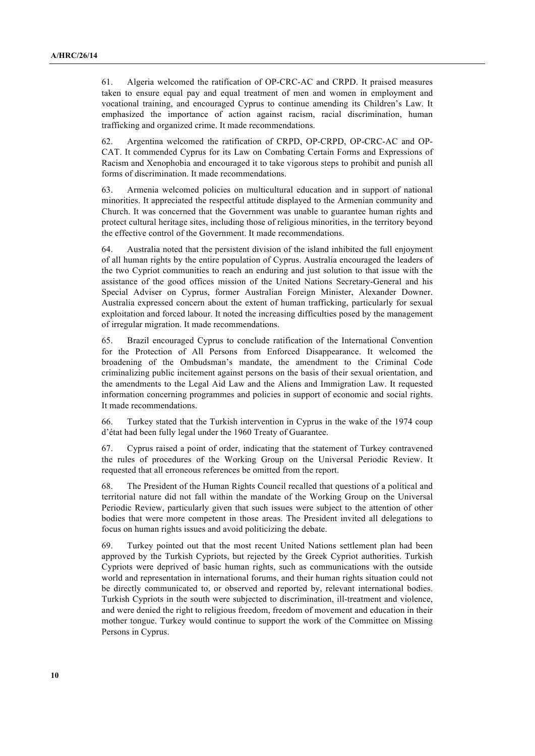61. Algeria welcomed the ratification of OP-CRC-AC and CRPD. It praised measures taken to ensure equal pay and equal treatment of men and women in employment and vocational training, and encouraged Cyprus to continue amending its Children's Law. It emphasized the importance of action against racism, racial discrimination, human trafficking and organized crime. It made recommendations.

62. Argentina welcomed the ratification of CRPD, OP-CRPD, OP-CRC-AC and OP-CAT. It commended Cyprus for its Law on Combating Certain Forms and Expressions of Racism and Xenophobia and encouraged it to take vigorous steps to prohibit and punish all forms of discrimination. It made recommendations.

63. Armenia welcomed policies on multicultural education and in support of national minorities. It appreciated the respectful attitude displayed to the Armenian community and Church. It was concerned that the Government was unable to guarantee human rights and protect cultural heritage sites, including those of religious minorities, in the territory beyond the effective control of the Government. It made recommendations.

64. Australia noted that the persistent division of the island inhibited the full enjoyment of all human rights by the entire population of Cyprus. Australia encouraged the leaders of the two Cypriot communities to reach an enduring and just solution to that issue with the assistance of the good offices mission of the United Nations Secretary-General and his Special Adviser on Cyprus, former Australian Foreign Minister, Alexander Downer. Australia expressed concern about the extent of human trafficking, particularly for sexual exploitation and forced labour. It noted the increasing difficulties posed by the management of irregular migration. It made recommendations.

65. Brazil encouraged Cyprus to conclude ratification of the International Convention for the Protection of All Persons from Enforced Disappearance. It welcomed the broadening of the Ombudsman's mandate, the amendment to the Criminal Code criminalizing public incitement against persons on the basis of their sexual orientation, and the amendments to the Legal Aid Law and the Aliens and Immigration Law. It requested information concerning programmes and policies in support of economic and social rights. It made recommendations.

66. Turkey stated that the Turkish intervention in Cyprus in the wake of the 1974 coup d'état had been fully legal under the 1960 Treaty of Guarantee.

67. Cyprus raised a point of order, indicating that the statement of Turkey contravened the rules of procedures of the Working Group on the Universal Periodic Review. It requested that all erroneous references be omitted from the report.

68. The President of the Human Rights Council recalled that questions of a political and territorial nature did not fall within the mandate of the Working Group on the Universal Periodic Review, particularly given that such issues were subject to the attention of other bodies that were more competent in those areas. The President invited all delegations to focus on human rights issues and avoid politicizing the debate.

69. Turkey pointed out that the most recent United Nations settlement plan had been approved by the Turkish Cypriots, but rejected by the Greek Cypriot authorities. Turkish Cypriots were deprived of basic human rights, such as communications with the outside world and representation in international forums, and their human rights situation could not be directly communicated to, or observed and reported by, relevant international bodies. Turkish Cypriots in the south were subjected to discrimination, ill-treatment and violence, and were denied the right to religious freedom, freedom of movement and education in their mother tongue. Turkey would continue to support the work of the Committee on Missing Persons in Cyprus.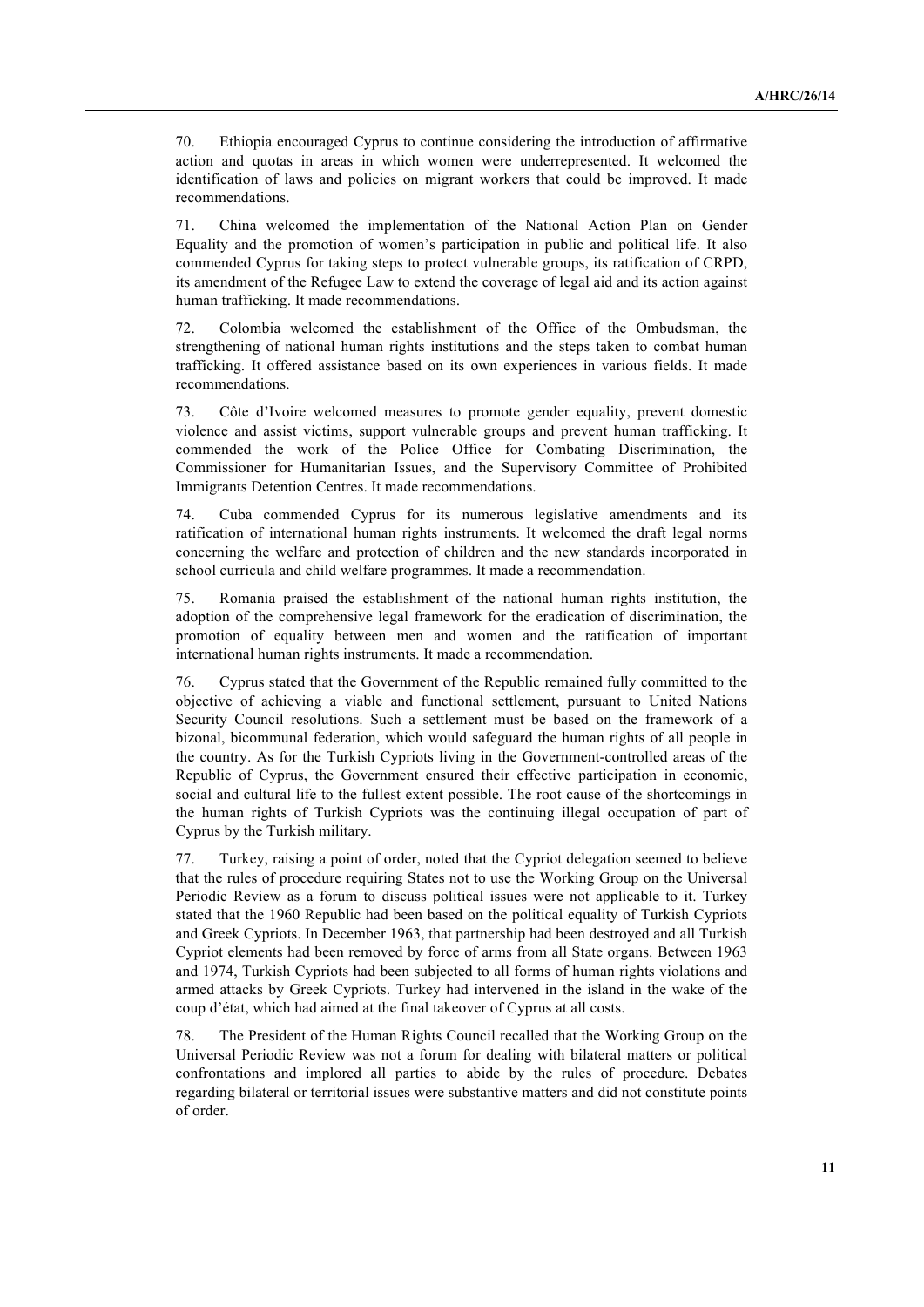70. Ethiopia encouraged Cyprus to continue considering the introduction of affirmative action and quotas in areas in which women were underrepresented. It welcomed the identification of laws and policies on migrant workers that could be improved. It made recommendations.

71. China welcomed the implementation of the National Action Plan on Gender Equality and the promotion of women's participation in public and political life. It also commended Cyprus for taking steps to protect vulnerable groups, its ratification of CRPD, its amendment of the Refugee Law to extend the coverage of legal aid and its action against human trafficking. It made recommendations.

72. Colombia welcomed the establishment of the Office of the Ombudsman, the strengthening of national human rights institutions and the steps taken to combat human trafficking. It offered assistance based on its own experiences in various fields. It made recommendations.

73. Côte d'Ivoire welcomed measures to promote gender equality, prevent domestic violence and assist victims, support vulnerable groups and prevent human trafficking. It commended the work of the Police Office for Combating Discrimination, the Commissioner for Humanitarian Issues, and the Supervisory Committee of Prohibited Immigrants Detention Centres. It made recommendations.

74. Cuba commended Cyprus for its numerous legislative amendments and its ratification of international human rights instruments. It welcomed the draft legal norms concerning the welfare and protection of children and the new standards incorporated in school curricula and child welfare programmes. It made a recommendation.

75. Romania praised the establishment of the national human rights institution, the adoption of the comprehensive legal framework for the eradication of discrimination, the promotion of equality between men and women and the ratification of important international human rights instruments. It made a recommendation.

76. Cyprus stated that the Government of the Republic remained fully committed to the objective of achieving a viable and functional settlement, pursuant to United Nations Security Council resolutions. Such a settlement must be based on the framework of a bizonal, bicommunal federation, which would safeguard the human rights of all people in the country. As for the Turkish Cypriots living in the Government-controlled areas of the Republic of Cyprus, the Government ensured their effective participation in economic, social and cultural life to the fullest extent possible. The root cause of the shortcomings in the human rights of Turkish Cypriots was the continuing illegal occupation of part of Cyprus by the Turkish military.

77. Turkey, raising a point of order, noted that the Cypriot delegation seemed to believe that the rules of procedure requiring States not to use the Working Group on the Universal Periodic Review as a forum to discuss political issues were not applicable to it. Turkey stated that the 1960 Republic had been based on the political equality of Turkish Cypriots and Greek Cypriots. In December 1963, that partnership had been destroyed and all Turkish Cypriot elements had been removed by force of arms from all State organs. Between 1963 and 1974, Turkish Cypriots had been subjected to all forms of human rights violations and armed attacks by Greek Cypriots. Turkey had intervened in the island in the wake of the coup d'état, which had aimed at the final takeover of Cyprus at all costs.

78. The President of the Human Rights Council recalled that the Working Group on the Universal Periodic Review was not a forum for dealing with bilateral matters or political confrontations and implored all parties to abide by the rules of procedure. Debates regarding bilateral or territorial issues were substantive matters and did not constitute points of order.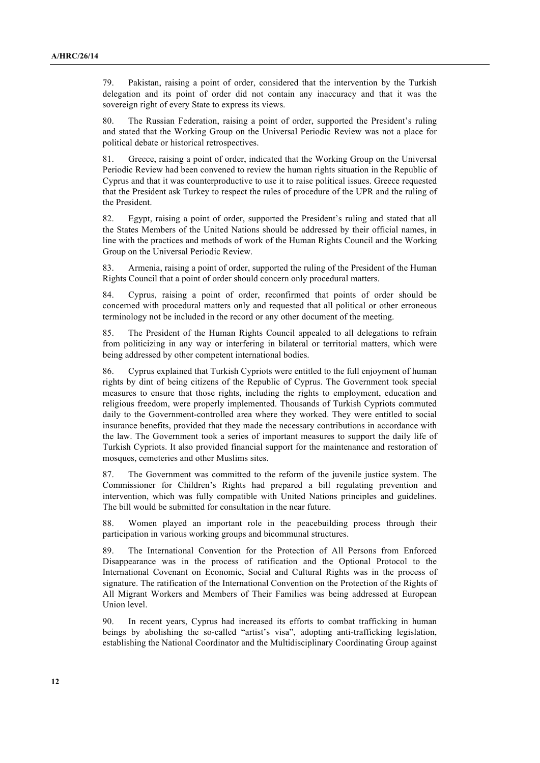79. Pakistan, raising a point of order, considered that the intervention by the Turkish delegation and its point of order did not contain any inaccuracy and that it was the sovereign right of every State to express its views.

80. The Russian Federation, raising a point of order, supported the President's ruling and stated that the Working Group on the Universal Periodic Review was not a place for political debate or historical retrospectives.

81. Greece, raising a point of order, indicated that the Working Group on the Universal Periodic Review had been convened to review the human rights situation in the Republic of Cyprus and that it was counterproductive to use it to raise political issues. Greece requested that the President ask Turkey to respect the rules of procedure of the UPR and the ruling of the President.

82. Egypt, raising a point of order, supported the President's ruling and stated that all the States Members of the United Nations should be addressed by their official names, in line with the practices and methods of work of the Human Rights Council and the Working Group on the Universal Periodic Review.

83. Armenia, raising a point of order, supported the ruling of the President of the Human Rights Council that a point of order should concern only procedural matters.

84. Cyprus, raising a point of order, reconfirmed that points of order should be concerned with procedural matters only and requested that all political or other erroneous terminology not be included in the record or any other document of the meeting.

85. The President of the Human Rights Council appealed to all delegations to refrain from politicizing in any way or interfering in bilateral or territorial matters, which were being addressed by other competent international bodies.

86. Cyprus explained that Turkish Cypriots were entitled to the full enjoyment of human rights by dint of being citizens of the Republic of Cyprus. The Government took special measures to ensure that those rights, including the rights to employment, education and religious freedom, were properly implemented. Thousands of Turkish Cypriots commuted daily to the Government-controlled area where they worked. They were entitled to social insurance benefits, provided that they made the necessary contributions in accordance with the law. The Government took a series of important measures to support the daily life of Turkish Cypriots. It also provided financial support for the maintenance and restoration of mosques, cemeteries and other Muslims sites.

87. The Government was committed to the reform of the juvenile justice system. The Commissioner for Children's Rights had prepared a bill regulating prevention and intervention, which was fully compatible with United Nations principles and guidelines. The bill would be submitted for consultation in the near future.

88. Women played an important role in the peacebuilding process through their participation in various working groups and bicommunal structures.

89. The International Convention for the Protection of All Persons from Enforced Disappearance was in the process of ratification and the Optional Protocol to the International Covenant on Economic, Social and Cultural Rights was in the process of signature. The ratification of the International Convention on the Protection of the Rights of All Migrant Workers and Members of Their Families was being addressed at European Union level.

90. In recent years, Cyprus had increased its efforts to combat trafficking in human beings by abolishing the so-called "artist's visa", adopting anti-trafficking legislation, establishing the National Coordinator and the Multidisciplinary Coordinating Group against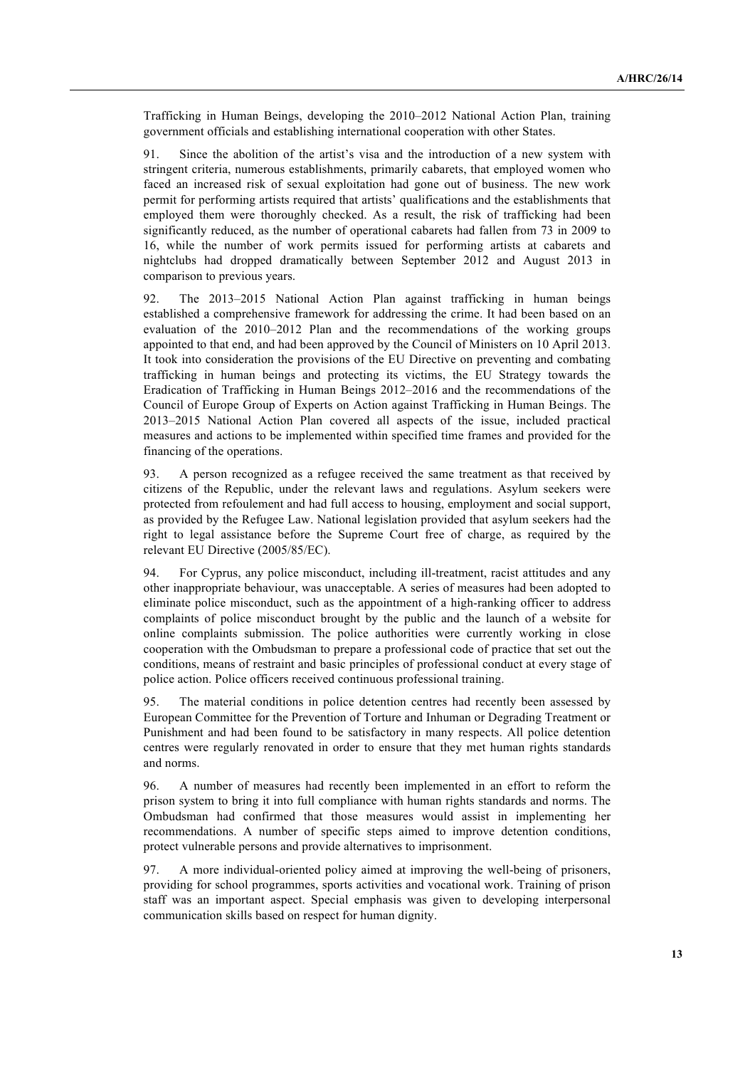Trafficking in Human Beings, developing the 2010–2012 National Action Plan, training government officials and establishing international cooperation with other States.

91. Since the abolition of the artist's visa and the introduction of a new system with stringent criteria, numerous establishments, primarily cabarets, that employed women who faced an increased risk of sexual exploitation had gone out of business. The new work permit for performing artists required that artists' qualifications and the establishments that employed them were thoroughly checked. As a result, the risk of trafficking had been significantly reduced, as the number of operational cabarets had fallen from 73 in 2009 to 16, while the number of work permits issued for performing artists at cabarets and nightclubs had dropped dramatically between September 2012 and August 2013 in comparison to previous years.

92. The 2013–2015 National Action Plan against trafficking in human beings established a comprehensive framework for addressing the crime. It had been based on an evaluation of the 2010–2012 Plan and the recommendations of the working groups appointed to that end, and had been approved by the Council of Ministers on 10 April 2013. It took into consideration the provisions of the EU Directive on preventing and combating trafficking in human beings and protecting its victims, the EU Strategy towards the Eradication of Trafficking in Human Beings 2012–2016 and the recommendations of the Council of Europe Group of Experts on Action against Trafficking in Human Beings. The 2013–2015 National Action Plan covered all aspects of the issue, included practical measures and actions to be implemented within specified time frames and provided for the financing of the operations.

93. A person recognized as a refugee received the same treatment as that received by citizens of the Republic, under the relevant laws and regulations. Asylum seekers were protected from refoulement and had full access to housing, employment and social support, as provided by the Refugee Law. National legislation provided that asylum seekers had the right to legal assistance before the Supreme Court free of charge, as required by the relevant EU Directive (2005/85/EC).

94. For Cyprus, any police misconduct, including ill-treatment, racist attitudes and any other inappropriate behaviour, was unacceptable. A series of measures had been adopted to eliminate police misconduct, such as the appointment of a high-ranking officer to address complaints of police misconduct brought by the public and the launch of a website for online complaints submission. The police authorities were currently working in close cooperation with the Ombudsman to prepare a professional code of practice that set out the conditions, means of restraint and basic principles of professional conduct at every stage of police action. Police officers received continuous professional training.

95. The material conditions in police detention centres had recently been assessed by European Committee for the Prevention of Torture and Inhuman or Degrading Treatment or Punishment and had been found to be satisfactory in many respects. All police detention centres were regularly renovated in order to ensure that they met human rights standards and norms.

96. A number of measures had recently been implemented in an effort to reform the prison system to bring it into full compliance with human rights standards and norms. The Ombudsman had confirmed that those measures would assist in implementing her recommendations. A number of specific steps aimed to improve detention conditions, protect vulnerable persons and provide alternatives to imprisonment.

97. A more individual-oriented policy aimed at improving the well-being of prisoners, providing for school programmes, sports activities and vocational work. Training of prison staff was an important aspect. Special emphasis was given to developing interpersonal communication skills based on respect for human dignity.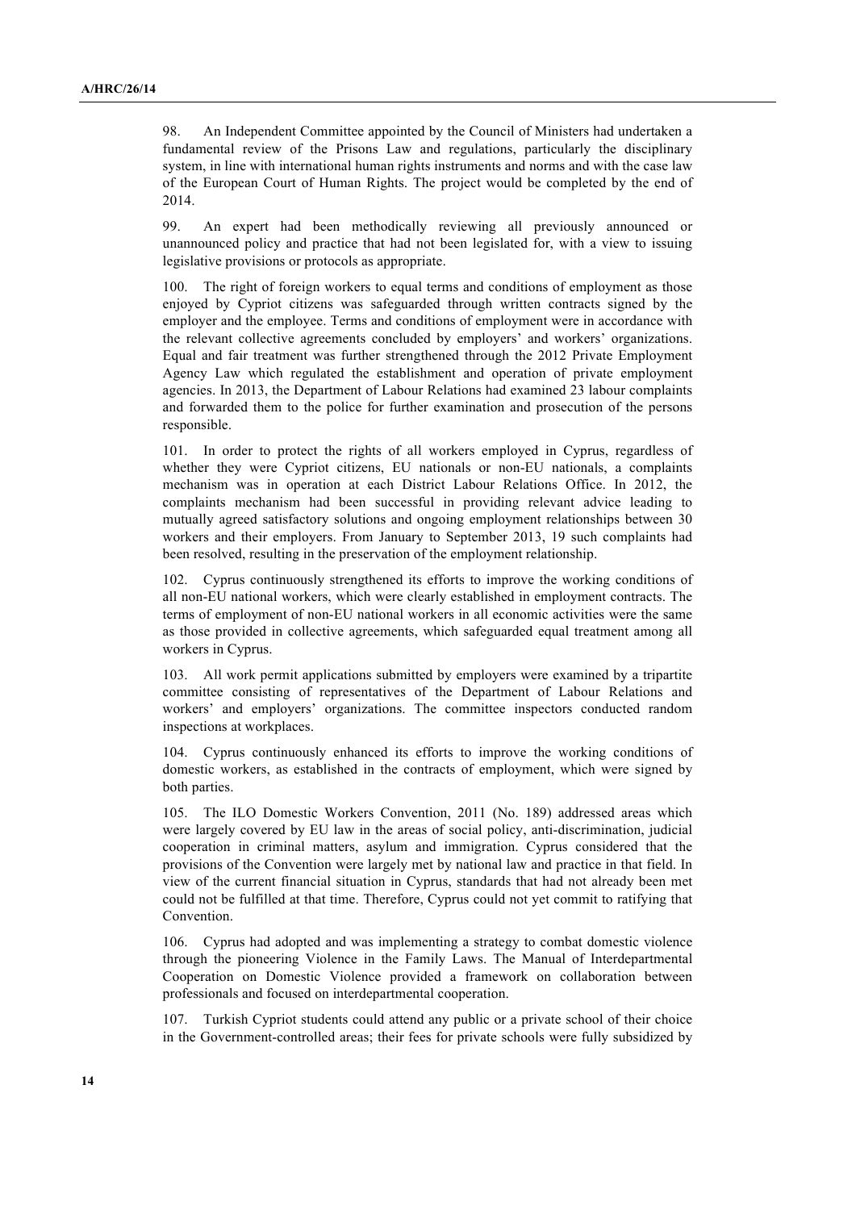98. An Independent Committee appointed by the Council of Ministers had undertaken a fundamental review of the Prisons Law and regulations, particularly the disciplinary system, in line with international human rights instruments and norms and with the case law of the European Court of Human Rights. The project would be completed by the end of 2014.

99. An expert had been methodically reviewing all previously announced or unannounced policy and practice that had not been legislated for, with a view to issuing legislative provisions or protocols as appropriate.

100. The right of foreign workers to equal terms and conditions of employment as those enjoyed by Cypriot citizens was safeguarded through written contracts signed by the employer and the employee. Terms and conditions of employment were in accordance with the relevant collective agreements concluded by employers' and workers' organizations. Equal and fair treatment was further strengthened through the 2012 Private Employment Agency Law which regulated the establishment and operation of private employment agencies. In 2013, the Department of Labour Relations had examined 23 labour complaints and forwarded them to the police for further examination and prosecution of the persons responsible.

101. In order to protect the rights of all workers employed in Cyprus, regardless of whether they were Cypriot citizens, EU nationals or non-EU nationals, a complaints mechanism was in operation at each District Labour Relations Office. In 2012, the complaints mechanism had been successful in providing relevant advice leading to mutually agreed satisfactory solutions and ongoing employment relationships between 30 workers and their employers. From January to September 2013, 19 such complaints had been resolved, resulting in the preservation of the employment relationship.

102. Cyprus continuously strengthened its efforts to improve the working conditions of all non-EU national workers, which were clearly established in employment contracts. The terms of employment of non-EU national workers in all economic activities were the same as those provided in collective agreements, which safeguarded equal treatment among all workers in Cyprus.

103. All work permit applications submitted by employers were examined by a tripartite committee consisting of representatives of the Department of Labour Relations and workers' and employers' organizations. The committee inspectors conducted random inspections at workplaces.

104. Cyprus continuously enhanced its efforts to improve the working conditions of domestic workers, as established in the contracts of employment, which were signed by both parties.

105. The ILO Domestic Workers Convention, 2011 (No. 189) addressed areas which were largely covered by EU law in the areas of social policy, anti-discrimination, judicial cooperation in criminal matters, asylum and immigration. Cyprus considered that the provisions of the Convention were largely met by national law and practice in that field. In view of the current financial situation in Cyprus, standards that had not already been met could not be fulfilled at that time. Therefore, Cyprus could not yet commit to ratifying that Convention.

106. Cyprus had adopted and was implementing a strategy to combat domestic violence through the pioneering Violence in the Family Laws. The Manual of Interdepartmental Cooperation on Domestic Violence provided a framework on collaboration between professionals and focused on interdepartmental cooperation.

107. Turkish Cypriot students could attend any public or a private school of their choice in the Government-controlled areas; their fees for private schools were fully subsidized by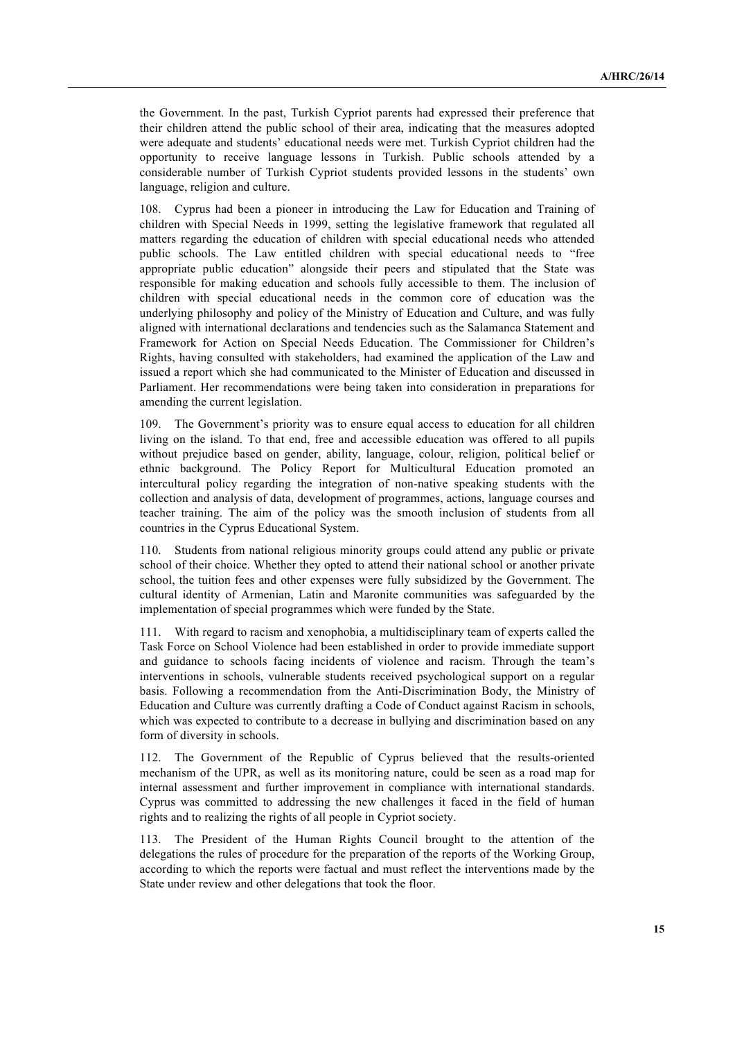the Government. In the past, Turkish Cypriot parents had expressed their preference that their children attend the public school of their area, indicating that the measures adopted were adequate and students' educational needs were met. Turkish Cypriot children had the opportunity to receive language lessons in Turkish. Public schools attended by a considerable number of Turkish Cypriot students provided lessons in the students' own language, religion and culture.

108. Cyprus had been a pioneer in introducing the Law for Education and Training of children with Special Needs in 1999, setting the legislative framework that regulated all matters regarding the education of children with special educational needs who attended public schools. The Law entitled children with special educational needs to "free appropriate public education" alongside their peers and stipulated that the State was responsible for making education and schools fully accessible to them. The inclusion of children with special educational needs in the common core of education was the underlying philosophy and policy of the Ministry of Education and Culture, and was fully aligned with international declarations and tendencies such as the Salamanca Statement and Framework for Action on Special Needs Education. The Commissioner for Children's Rights, having consulted with stakeholders, had examined the application of the Law and issued a report which she had communicated to the Minister of Education and discussed in Parliament. Her recommendations were being taken into consideration in preparations for amending the current legislation.

109. The Government's priority was to ensure equal access to education for all children living on the island. To that end, free and accessible education was offered to all pupils without prejudice based on gender, ability, language, colour, religion, political belief or ethnic background. The Policy Report for Multicultural Education promoted an intercultural policy regarding the integration of non-native speaking students with the collection and analysis of data, development of programmes, actions, language courses and teacher training. The aim of the policy was the smooth inclusion of students from all countries in the Cyprus Educational System.

110. Students from national religious minority groups could attend any public or private school of their choice. Whether they opted to attend their national school or another private school, the tuition fees and other expenses were fully subsidized by the Government. The cultural identity of Armenian, Latin and Maronite communities was safeguarded by the implementation of special programmes which were funded by the State.

111. With regard to racism and xenophobia, a multidisciplinary team of experts called the Task Force on School Violence had been established in order to provide immediate support and guidance to schools facing incidents of violence and racism. Through the team's interventions in schools, vulnerable students received psychological support on a regular basis. Following a recommendation from the Anti-Discrimination Body, the Ministry of Education and Culture was currently drafting a Code of Conduct against Racism in schools, which was expected to contribute to a decrease in bullying and discrimination based on any form of diversity in schools.

112. The Government of the Republic of Cyprus believed that the results-oriented mechanism of the UPR, as well as its monitoring nature, could be seen as a road map for internal assessment and further improvement in compliance with international standards. Cyprus was committed to addressing the new challenges it faced in the field of human rights and to realizing the rights of all people in Cypriot society.

113. The President of the Human Rights Council brought to the attention of the delegations the rules of procedure for the preparation of the reports of the Working Group, according to which the reports were factual and must reflect the interventions made by the State under review and other delegations that took the floor.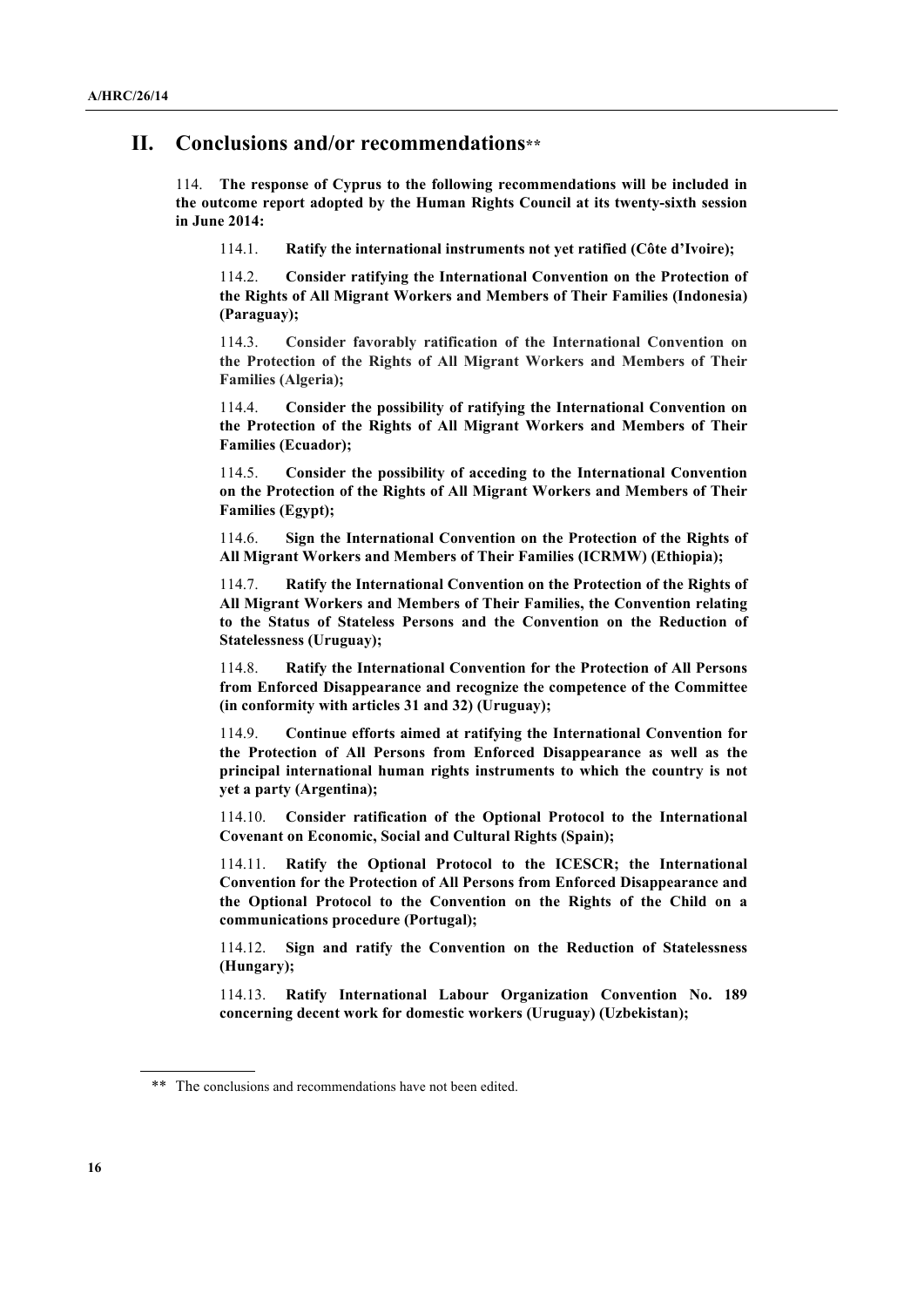# II. Conclusions and/or recommendations**

114. **The response of Cyprus to the following recommendations will be included in the outcome report adopted by the Human Rights Council at its twenty-sixth session in June 2014:**

114.1. **Ratify the international instruments not yet ratified (Côte d'Ivoire);**

114.2. **Consider ratifying the International Convention on the Protection of the Rights of All Migrant Workers and Members of Their Families (Indonesia) (Paraguay);**

114.3. **Consider favorably ratification of the International Convention on the Protection of the Rights of All Migrant Workers and Members of Their Families (Algeria);**

114.4. **Consider the possibility of ratifying the International Convention on the Protection of the Rights of All Migrant Workers and Members of Their Families (Ecuador);**

114.5. **Consider the possibility of acceding to the International Convention on the Protection of the Rights of All Migrant Workers and Members of Their Families (Egypt);**

114.6. **Sign the International Convention on the Protection of the Rights of All Migrant Workers and Members of Their Families (ICRMW) (Ethiopia);**

114.7. **Ratify the International Convention on the Protection of the Rights of All Migrant Workers and Members of Their Families, the Convention relating to the Status of Stateless Persons and the Convention on the Reduction of Statelessness (Uruguay);**

114.8. **Ratify the International Convention for the Protection of All Persons from Enforced Disappearance and recognize the competence of the Committee (in conformity with articles 31 and 32) (Uruguay);**

114.9. **Continue efforts aimed at ratifying the International Convention for the Protection of All Persons from Enforced Disappearance as well as the principal international human rights instruments to which the country is not yet a party (Argentina);**

114.10. **Consider ratification of the Optional Protocol to the International Covenant on Economic, Social and Cultural Rights (Spain);**

114.11. **Ratify the Optional Protocol to the ICESCR; the International Convention for the Protection of All Persons from Enforced Disappearance and the Optional Protocol to the Convention on the Rights of the Child on a communications procedure (Portugal);**

114.12. **Sign and ratify the Convention on the Reduction of Statelessness (Hungary);**

114.13. **Ratify International Labour Organization Convention No. 189 concerning decent work for domestic workers (Uruguay) (Uzbekistan);**

---

** The conclusions and recommendations have not been edited.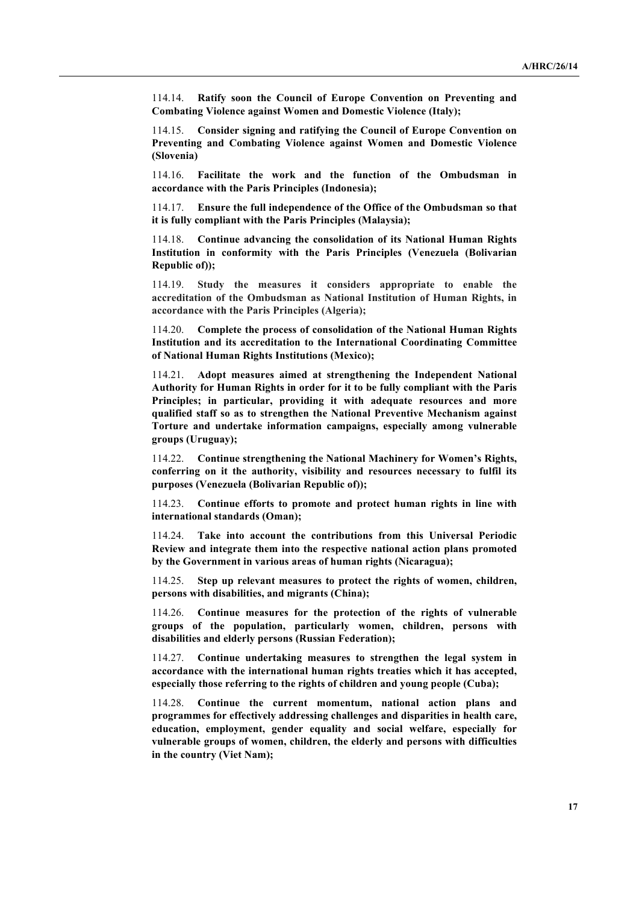114.14. **Ratify soon the Council of Europe Convention on Preventing and Combating Violence against Women and Domestic Violence (Italy);**

114.15. **Consider signing and ratifying the Council of Europe Convention on Preventing and Combating Violence against Women and Domestic Violence (Slovenia)**

114.16. **Facilitate the work and the function of the Ombudsman in accordance with the Paris Principles (Indonesia);**

114.17. **Ensure the full independence of the Office of the Ombudsman so that it is fully compliant with the Paris Principles (Malaysia);**

114.18. **Continue advancing the consolidation of its National Human Rights Institution in conformity with the Paris Principles (Venezuela (Bolivarian Republic of));**

114.19. **Study the measures it considers appropriate to enable the accreditation of the Ombudsman as National Institution of Human Rights, in accordance with the Paris Principles (Algeria);**

114.20. **Complete the process of consolidation of the National Human Rights Institution and its accreditation to the International Coordinating Committee of National Human Rights Institutions (Mexico);**

114.21. **Adopt measures aimed at strengthening the Independent National Authority for Human Rights in order for it to be fully compliant with the Paris Principles; in particular, providing it with adequate resources and more qualified staff so as to strengthen the National Preventive Mechanism against Torture and undertake information campaigns, especially among vulnerable groups (Uruguay);**

114.22. **Continue strengthening the National Machinery for Women's Rights, conferring on it the authority, visibility and resources necessary to fulfil its purposes (Venezuela (Bolivarian Republic of));**

114.23. **Continue efforts to promote and protect human rights in line with international standards (Oman);**

114.24. **Take into account the contributions from this Universal Periodic Review and integrate them into the respective national action plans promoted by the Government in various areas of human rights (Nicaragua);**

114.25. **Step up relevant measures to protect the rights of women, children, persons with disabilities, and migrants (China);**

114.26. **Continue measures for the protection of the rights of vulnerable groups of the population, particularly women, children, persons with disabilities and elderly persons (Russian Federation);**

114.27. **Continue undertaking measures to strengthen the legal system in accordance with the international human rights treaties which it has accepted, especially those referring to the rights of children and young people (Cuba);**

114.28. **Continue the current momentum, national action plans and programmes for effectively addressing challenges and disparities in health care, education, employment, gender equality and social welfare, especially for vulnerable groups of women, children, the elderly and persons with difficulties in the country (Viet Nam);**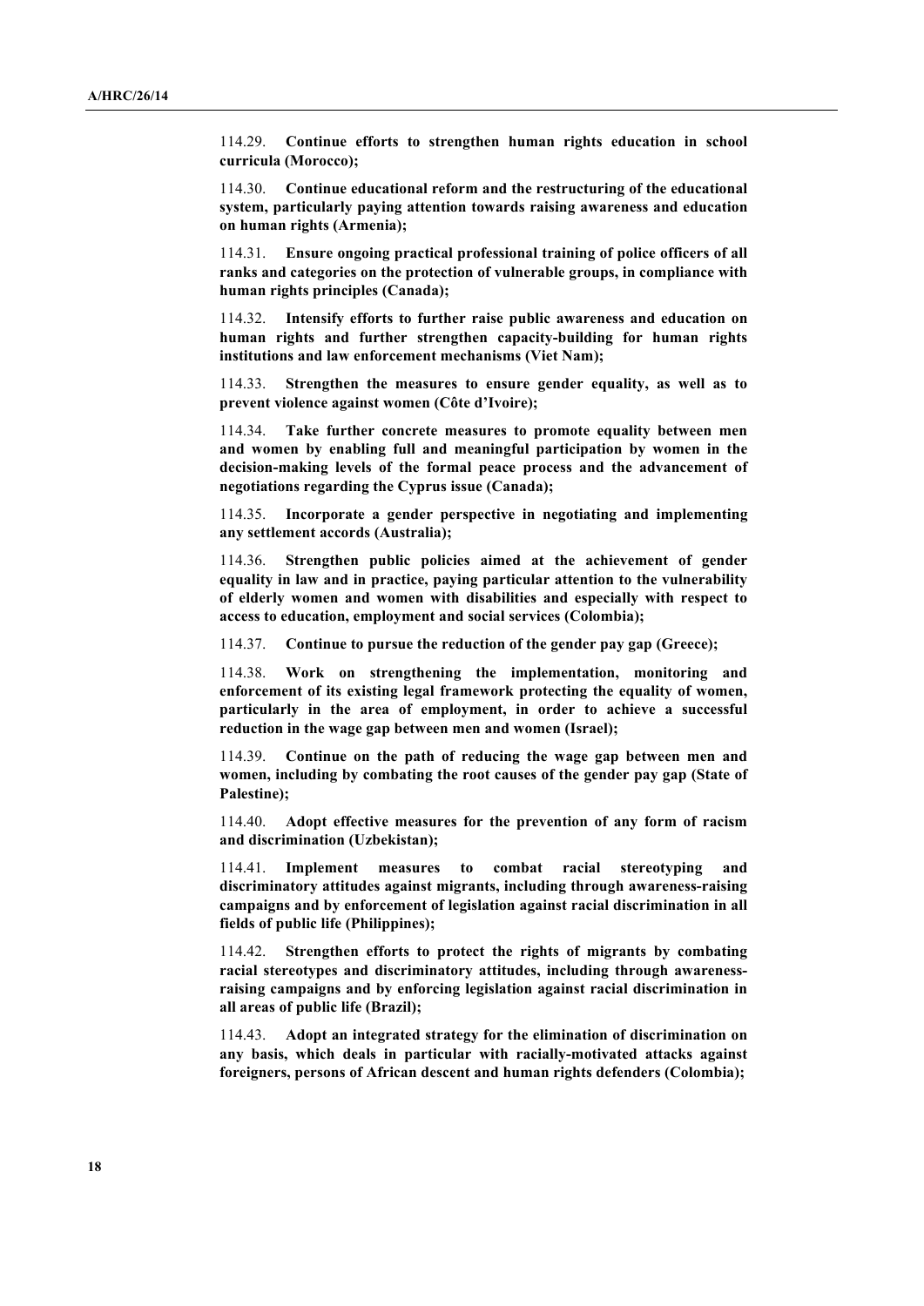114.29. **Continue efforts to strengthen human rights education in school curricula (Morocco);**

114.30. **Continue educational reform and the restructuring of the educational system, particularly paying attention towards raising awareness and education on human rights (Armenia);**

114.31. **Ensure ongoing practical professional training of police officers of all ranks and categories on the protection of vulnerable groups, in compliance with human rights principles (Canada);**

114.32. **Intensify efforts to further raise public awareness and education on human rights and further strengthen capacity-building for human rights institutions and law enforcement mechanisms (Viet Nam);**

114.33. **Strengthen the measures to ensure gender equality, as well as to prevent violence against women (Côte d'Ivoire);**

114.34. **Take further concrete measures to promote equality between men and women by enabling full and meaningful participation by women in the decision-making levels of the formal peace process and the advancement of negotiations regarding the Cyprus issue (Canada);**

114.35. **Incorporate a gender perspective in negotiating and implementing any settlement accords (Australia);**

114.36. **Strengthen public policies aimed at the achievement of gender equality in law and in practice, paying particular attention to the vulnerability of elderly women and women with disabilities and especially with respect to access to education, employment and social services (Colombia);**

114.37. **Continue to pursue the reduction of the gender pay gap (Greece);**

114.38. **Work on strengthening the implementation, monitoring and enforcement of its existing legal framework protecting the equality of women, particularly in the area of employment, in order to achieve a successful reduction in the wage gap between men and women (Israel);**

114.39. **Continue on the path of reducing the wage gap between men and women, including by combating the root causes of the gender pay gap (State of Palestine);**

114.40. **Adopt effective measures for the prevention of any form of racism and discrimination (Uzbekistan);**

114.41. **Implement measures to combat racial stereotyping and discriminatory attitudes against migrants, including through awareness-raising campaigns and by enforcement of legislation against racial discrimination in all fields of public life (Philippines);**

114.42. **Strengthen efforts to protect the rights of migrants by combating racial stereotypes and discriminatory attitudes, including through awareness-raising campaigns and by enforcing legislation against racial discrimination in all areas of public life (Brazil);**

114.43. **Adopt an integrated strategy for the elimination of discrimination on any basis, which deals in particular with racially-motivated attacks against foreigners, persons of African descent and human rights defenders (Colombia);**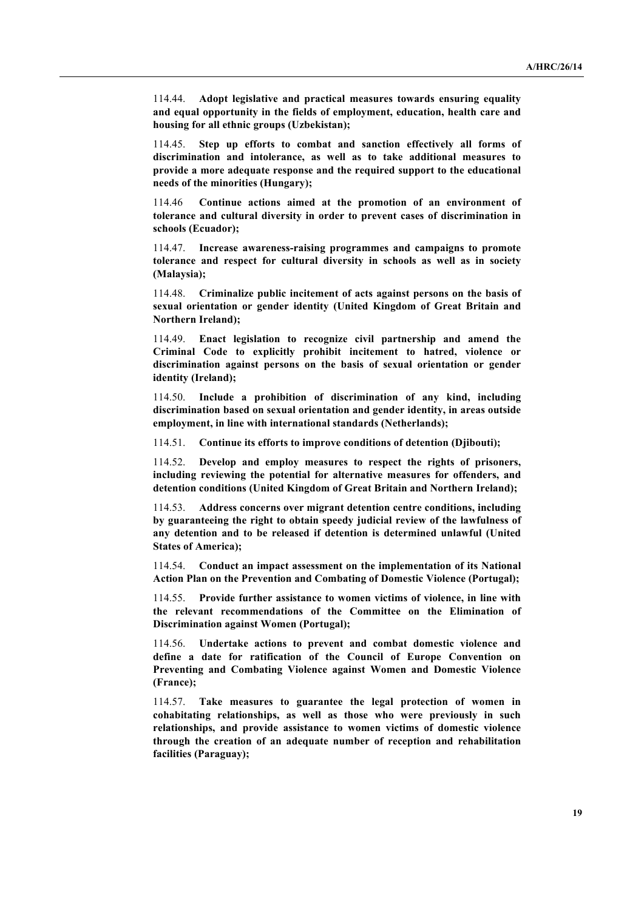114.44. **Adopt legislative and practical measures towards ensuring equality and equal opportunity in the fields of employment, education, health care and housing for all ethnic groups (Uzbekistan);**

114.45. **Step up efforts to combat and sanction effectively all forms of discrimination and intolerance, as well as to take additional measures to provide a more adequate response and the required support to the educational needs of the minorities (Hungary);**

114.46 **Continue actions aimed at the promotion of an environment of tolerance and cultural diversity in order to prevent cases of discrimination in schools (Ecuador);**

114.47. **Increase awareness-raising programmes and campaigns to promote tolerance and respect for cultural diversity in schools as well as in society (Malaysia);**

114.48. **Criminalize public incitement of acts against persons on the basis of sexual orientation or gender identity (United Kingdom of Great Britain and Northern Ireland);**

114.49. **Enact legislation to recognize civil partnership and amend the Criminal Code to explicitly prohibit incitement to hatred, violence or discrimination against persons on the basis of sexual orientation or gender identity (Ireland);**

114.50. **Include a prohibition of discrimination of any kind, including discrimination based on sexual orientation and gender identity, in areas outside employment, in line with international standards (Netherlands);**

114.51. **Continue its efforts to improve conditions of detention (Djibouti);**

114.52. **Develop and employ measures to respect the rights of prisoners, including reviewing the potential for alternative measures for offenders, and detention conditions (United Kingdom of Great Britain and Northern Ireland);**

114.53. **Address concerns over migrant detention centre conditions, including by guaranteeing the right to obtain speedy judicial review of the lawfulness of any detention and to be released if detention is determined unlawful (United States of America);**

114.54. **Conduct an impact assessment on the implementation of its National Action Plan on the Prevention and Combating of Domestic Violence (Portugal);**

114.55. **Provide further assistance to women victims of violence, in line with the relevant recommendations of the Committee on the Elimination of Discrimination against Women (Portugal);**

114.56. **Undertake actions to prevent and combat domestic violence and define a date for ratification of the Council of Europe Convention on Preventing and Combating Violence against Women and Domestic Violence (France);**

114.57. **Take measures to guarantee the legal protection of women in cohabitating relationships, as well as those who were previously in such relationships, and provide assistance to women victims of domestic violence through the creation of an adequate number of reception and rehabilitation facilities (Paraguay);**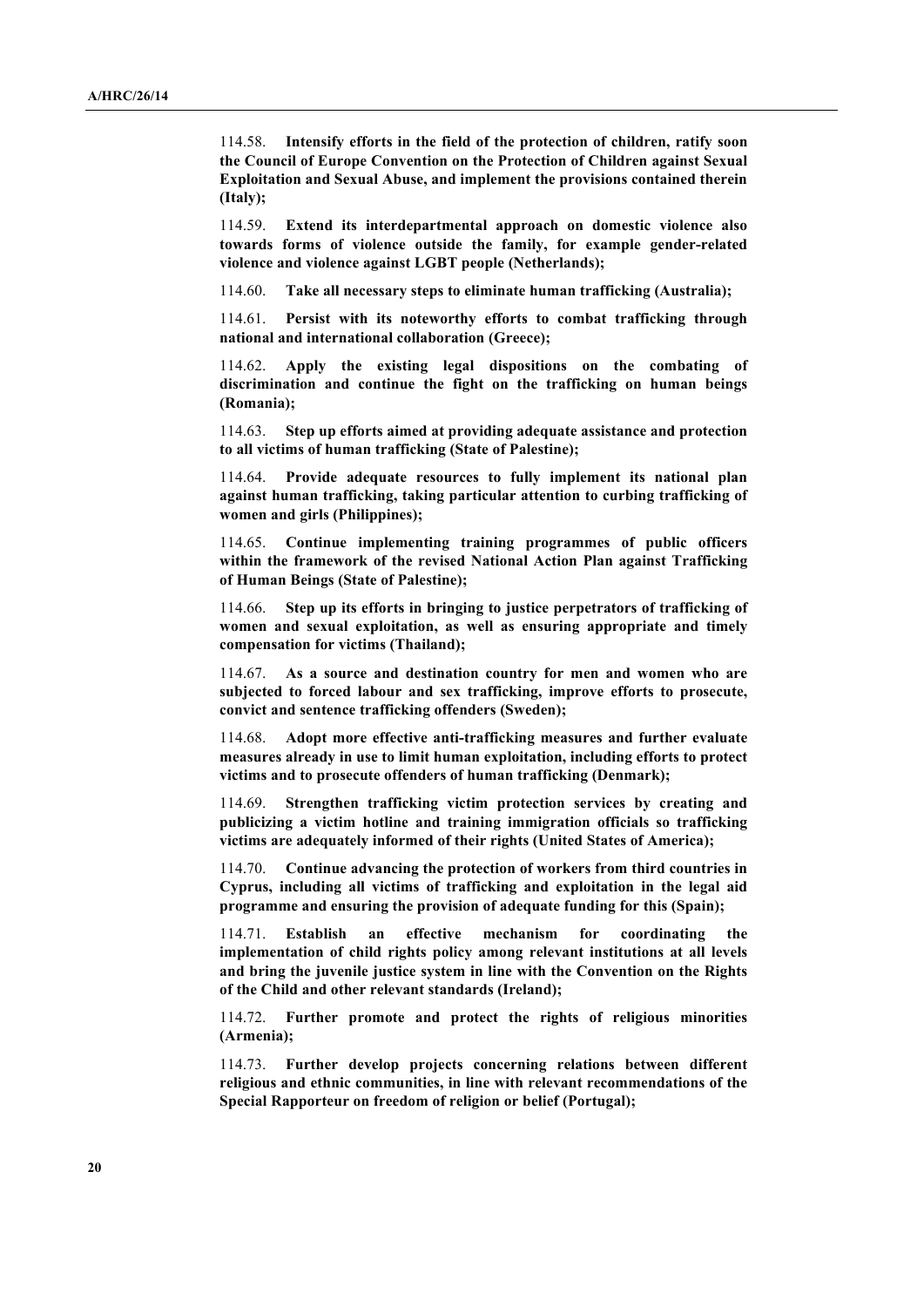114.58. **Intensify efforts in the field of the protection of children, ratify soon the Council of Europe Convention on the Protection of Children against Sexual Exploitation and Sexual Abuse, and implement the provisions contained therein (Italy);**

114.59. **Extend its interdepartmental approach on domestic violence also towards forms of violence outside the family, for example gender-related violence and violence against LGBT people (Netherlands);**

114.60. **Take all necessary steps to eliminate human trafficking (Australia);**

114.61. **Persist with its noteworthy efforts to combat trafficking through national and international collaboration (Greece);**

114.62. **Apply the existing legal dispositions on the combating of discrimination and continue the fight on the trafficking on human beings (Romania);**

114.63. **Step up efforts aimed at providing adequate assistance and protection to all victims of human trafficking (State of Palestine);**

114.64. **Provide adequate resources to fully implement its national plan against human trafficking, taking particular attention to curbing trafficking of women and girls (Philippines);**

114.65. **Continue implementing training programmes of public officers within the framework of the revised National Action Plan against Trafficking of Human Beings (State of Palestine);**

114.66. **Step up its efforts in bringing to justice perpetrators of trafficking of women and sexual exploitation, as well as ensuring appropriate and timely compensation for victims (Thailand);**

114.67. **As a source and destination country for men and women who are subjected to forced labour and sex trafficking, improve efforts to prosecute, convict and sentence trafficking offenders (Sweden);**

114.68. **Adopt more effective anti-trafficking measures and further evaluate measures already in use to limit human exploitation, including efforts to protect victims and to prosecute offenders of human trafficking (Denmark);**

114.69. **Strengthen trafficking victim protection services by creating and publicizing a victim hotline and training immigration officials so trafficking victims are adequately informed of their rights (United States of America);**

114.70. **Continue advancing the protection of workers from third countries in Cyprus, including all victims of trafficking and exploitation in the legal aid programme and ensuring the provision of adequate funding for this (Spain);**

114.71. **Establish an effective mechanism for coordinating the implementation of child rights policy among relevant institutions at all levels and bring the juvenile justice system in line with the Convention on the Rights of the Child and other relevant standards (Ireland);**

114.72. **Further promote and protect the rights of religious minorities (Armenia);**

114.73. **Further develop projects concerning relations between different religious and ethnic communities, in line with relevant recommendations of the Special Rapporteur on freedom of religion or belief (Portugal);**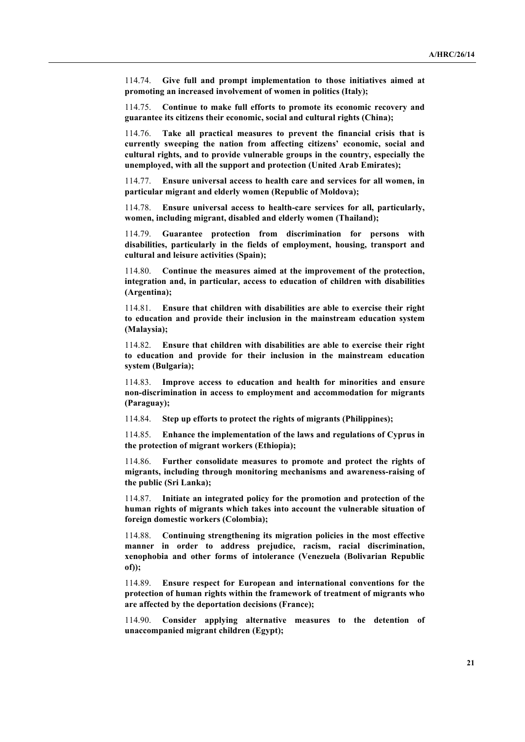114.74. **Give full and prompt implementation to those initiatives aimed at promoting an increased involvement of women in politics (Italy);**

114.75. **Continue to make full efforts to promote its economic recovery and guarantee its citizens their economic, social and cultural rights (China);**

114.76. **Take all practical measures to prevent the financial crisis that is currently sweeping the nation from affecting citizens' economic, social and cultural rights, and to provide vulnerable groups in the country, especially the unemployed, with all the support and protection (United Arab Emirates);**

114.77. **Ensure universal access to health care and services for all women, in particular migrant and elderly women (Republic of Moldova);**

114.78. **Ensure universal access to health-care services for all, particularly, women, including migrant, disabled and elderly women (Thailand);**

114.79. **Guarantee protection from discrimination for persons with disabilities, particularly in the fields of employment, housing, transport and cultural and leisure activities (Spain);**

114.80. **Continue the measures aimed at the improvement of the protection, integration and, in particular, access to education of children with disabilities (Argentina);**

114.81. **Ensure that children with disabilities are able to exercise their right to education and provide their inclusion in the mainstream education system (Malaysia);**

114.82. **Ensure that children with disabilities are able to exercise their right to education and provide for their inclusion in the mainstream education system (Bulgaria);**

114.83. **Improve access to education and health for minorities and ensure non-discrimination in access to employment and accommodation for migrants (Paraguay);**

114.84. **Step up efforts to protect the rights of migrants (Philippines);**

114.85. **Enhance the implementation of the laws and regulations of Cyprus in the protection of migrant workers (Ethiopia);**

114.86. **Further consolidate measures to promote and protect the rights of migrants, including through monitoring mechanisms and awareness-raising of the public (Sri Lanka);**

114.87. **Initiate an integrated policy for the promotion and protection of the human rights of migrants which takes into account the vulnerable situation of foreign domestic workers (Colombia);**

114.88. **Continuing strengthening its migration policies in the most effective manner in order to address prejudice, racism, racial discrimination, xenophobia and other forms of intolerance (Venezuela (Bolivarian Republic of));**

114.89. **Ensure respect for European and international conventions for the protection of human rights within the framework of treatment of migrants who are affected by the deportation decisions (France);**

114.90. **Consider applying alternative measures to the detention of unaccompanied migrant children (Egypt);**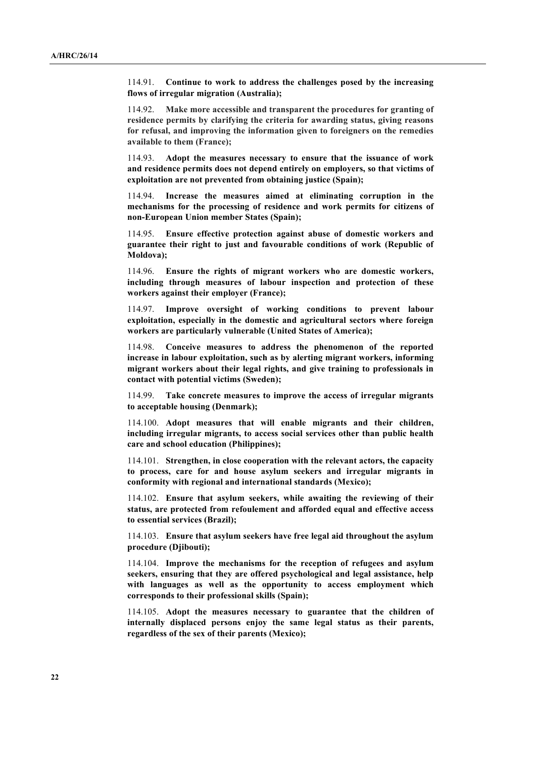114.91. **Continue to work to address the challenges posed by the increasing flows of irregular migration (Australia);**

114.92. **Make more accessible and transparent the procedures for granting of residence permits by clarifying the criteria for awarding status, giving reasons for refusal, and improving the information given to foreigners on the remedies available to them (France);**

114.93. **Adopt the measures necessary to ensure that the issuance of work and residence permits does not depend entirely on employers, so that victims of exploitation are not prevented from obtaining justice (Spain);**

114.94. **Increase the measures aimed at eliminating corruption in the mechanisms for the processing of residence and work permits for citizens of non-European Union member States (Spain);**

114.95. **Ensure effective protection against abuse of domestic workers and guarantee their right to just and favourable conditions of work (Republic of Moldova);**

114.96. **Ensure the rights of migrant workers who are domestic workers, including through measures of labour inspection and protection of these workers against their employer (France);**

114.97. **Improve oversight of working conditions to prevent labour exploitation, especially in the domestic and agricultural sectors where foreign workers are particularly vulnerable (United States of America);**

114.98. **Conceive measures to address the phenomenon of the reported increase in labour exploitation, such as by alerting migrant workers, informing migrant workers about their legal rights, and give training to professionals in contact with potential victims (Sweden);**

114.99. **Take concrete measures to improve the access of irregular migrants to acceptable housing (Denmark);**

114.100. **Adopt measures that will enable migrants and their children, including irregular migrants, to access social services other than public health care and school education (Philippines);**

114.101. **Strengthen, in close cooperation with the relevant actors, the capacity to process, care for and house asylum seekers and irregular migrants in conformity with regional and international standards (Mexico);**

114.102. **Ensure that asylum seekers, while awaiting the reviewing of their status, are protected from refoulement and afforded equal and effective access to essential services (Brazil);**

114.103. **Ensure that asylum seekers have free legal aid throughout the asylum procedure (Djibouti);**

114.104. **Improve the mechanisms for the reception of refugees and asylum seekers, ensuring that they are offered psychological and legal assistance, help with languages as well as the opportunity to access employment which corresponds to their professional skills (Spain);**

114.105. **Adopt the measures necessary to guarantee that the children of internally displaced persons enjoy the same legal status as their parents, regardless of the sex of their parents (Mexico);**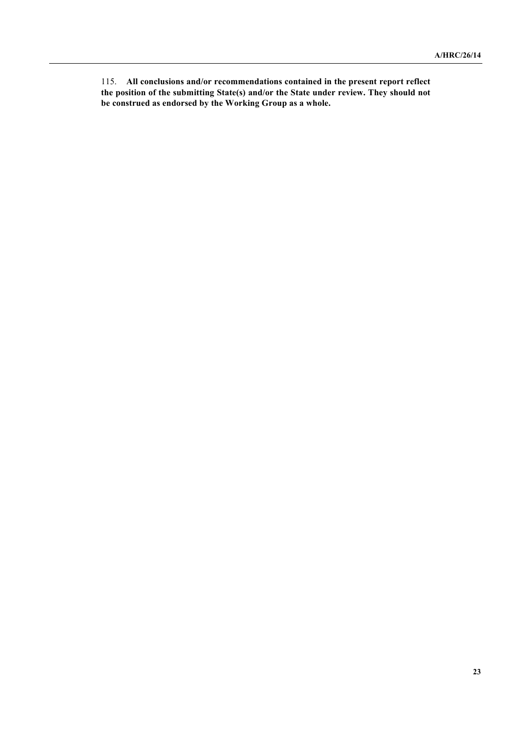115. **All conclusions and/or recommendations contained in the present report reflect the position of the submitting State(s) and/or the State under review. They should not be construed as endorsed by the Working Group as a whole.**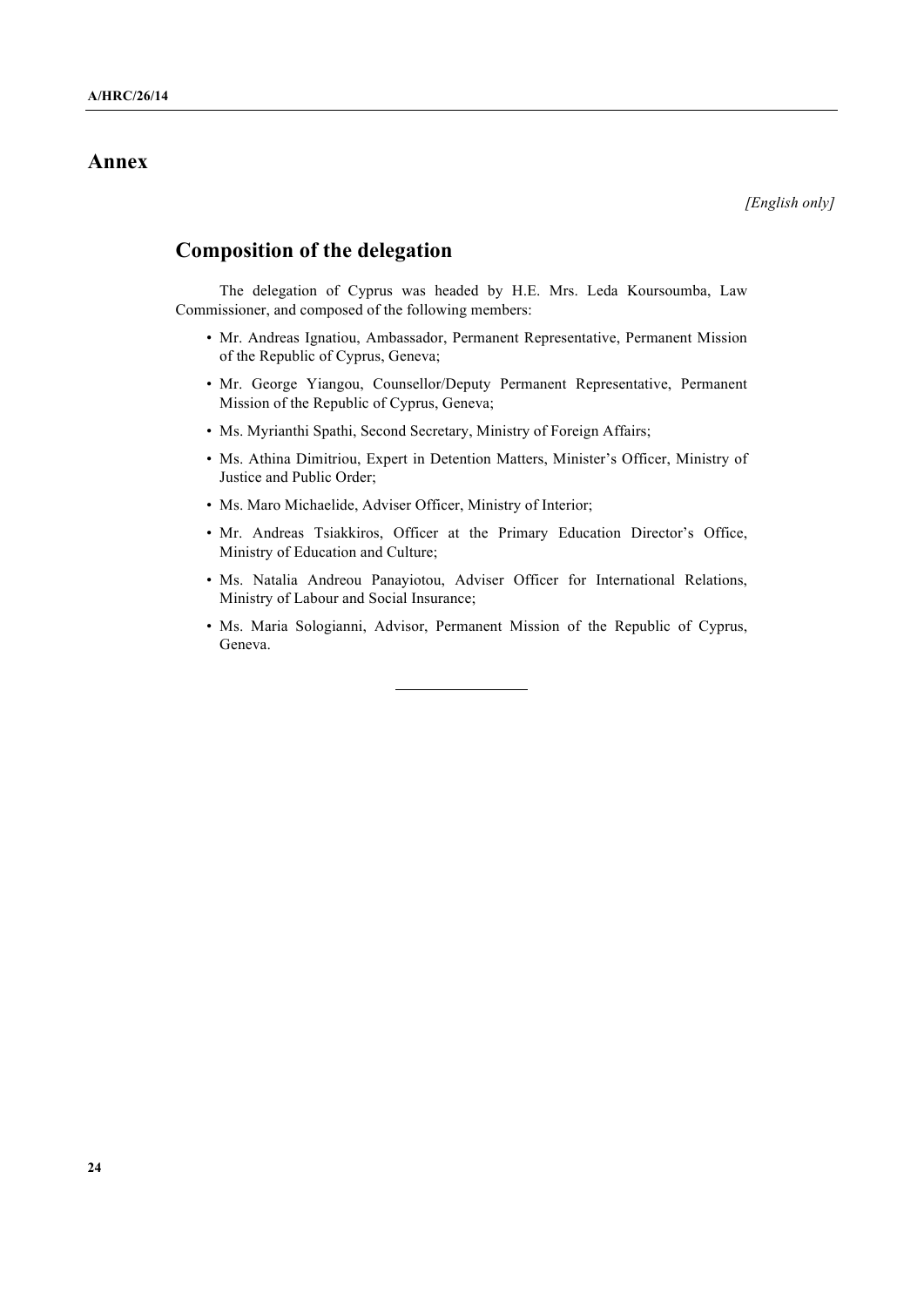# Annex

*[English only]*

## Composition of the delegation

The delegation of Cyprus was headed by H.E. Mrs. Leda Koursoumba, Law Commissioner, and composed of the following members:

- Mr. Andreas Ignatiou, Ambassador, Permanent Representative, Permanent Mission of the Republic of Cyprus, Geneva;
- Mr. George Yiangou, Counsellor/Deputy Permanent Representative, Permanent Mission of the Republic of Cyprus, Geneva;
- Ms. Myrianthi Spathi, Second Secretary, Ministry of Foreign Affairs;
- Ms. Athina Dimitriou, Expert in Detention Matters, Minister's Officer, Ministry of Justice and Public Order;
- Ms. Maro Michaelide, Adviser Officer, Ministry of Interior;
- Mr. Andreas Tsiakkiros, Officer at the Primary Education Director's Office, Ministry of Education and Culture;
- Ms. Natalia Andreou Panayiotou, Adviser Officer for International Relations, Ministry of Labour and Social Insurance;
- Ms. Maria Sologianni, Advisor, Permanent Mission of the Republic of Cyprus, Geneva.